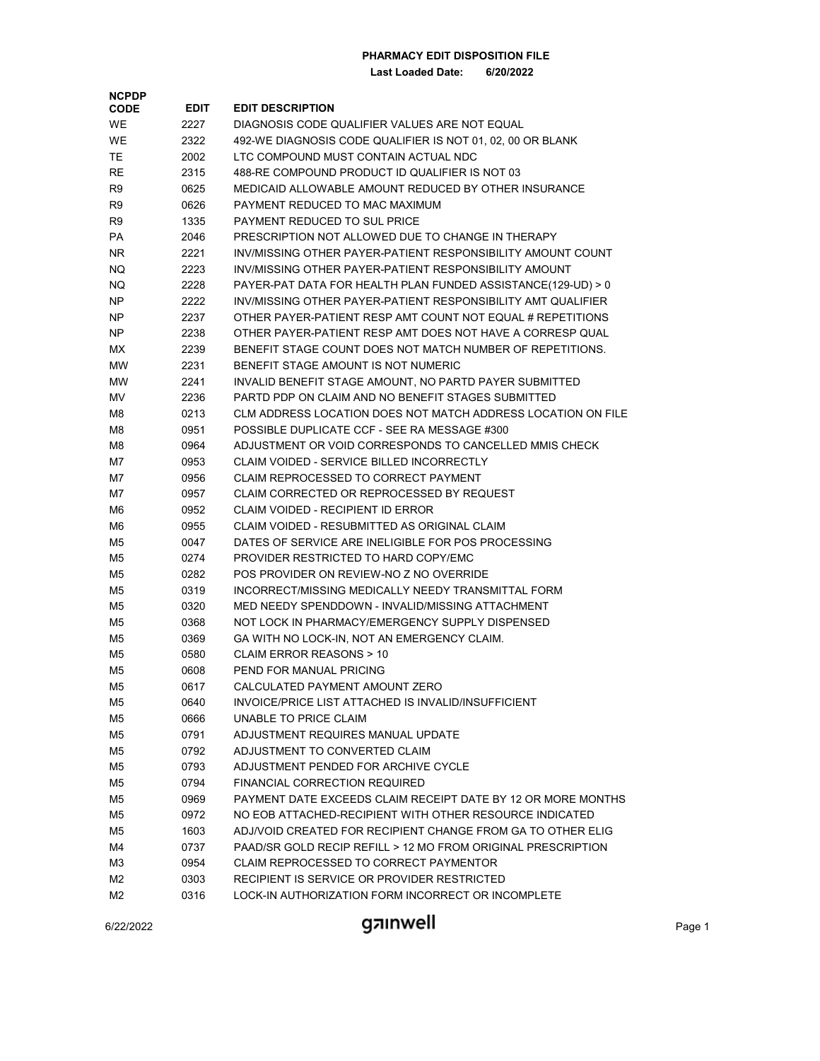# PHARMACY EDIT DISPOSITION FILE

**Last Loaded Date: 6/20/2022**

| NCPDP CODE | EDIT | EDIT DESCRIPTION |
|---|---|---|
| WE | 2227 | DIAGNOSIS CODE QUALIFIER VALUES ARE NOT EQUAL |
| WE | 2322 | 492-WE DIAGNOSIS CODE QUALIFIER IS NOT 01, 02, 00 OR BLANK |
| TE | 2002 | LTC COMPOUND MUST CONTAIN ACTUAL NDC |
| RE | 2315 | 488-RE COMPOUND PRODUCT ID QUALIFIER IS NOT 03 |
| R9 | 0625 | MEDICAID ALLOWABLE AMOUNT REDUCED BY OTHER INSURANCE |
| R9 | 0626 | PAYMENT REDUCED TO MAC MAXIMUM |
| R9 | 1335 | PAYMENT REDUCED TO SUL PRICE |
| PA | 2046 | PRESCRIPTION NOT ALLOWED DUE TO CHANGE IN THERAPY |
| NR | 2221 | INV/MISSING OTHER PAYER-PATIENT RESPONSIBILITY AMOUNT COUNT |
| NQ | 2223 | INV/MISSING OTHER PAYER-PATIENT RESPONSIBILITY AMOUNT |
| NQ | 2228 | PAYER-PAT DATA FOR HEALTH PLAN FUNDED ASSISTANCE(129-UD) > 0 |
| NP | 2222 | INV/MISSING OTHER PAYER-PATIENT RESPONSIBILITY AMT QUALIFIER |
| NP | 2237 | OTHER PAYER-PATIENT RESP AMT COUNT NOT EQUAL # REPETITIONS |
| NP | 2238 | OTHER PAYER-PATIENT RESP AMT DOES NOT HAVE A CORRESP QUAL |
| MX | 2239 | BENEFIT STAGE COUNT DOES NOT MATCH NUMBER OF REPETITIONS. |
| MW | 2231 | BENEFIT STAGE AMOUNT IS NOT NUMERIC |
| MW | 2241 | INVALID BENEFIT STAGE AMOUNT, NO PARTD PAYER SUBMITTED |
| MV | 2236 | PARTD PDP ON CLAIM AND NO BENEFIT STAGES SUBMITTED |
| M8 | 0213 | CLM ADDRESS LOCATION DOES NOT MATCH ADDRESS LOCATION ON FILE |
| M8 | 0951 | POSSIBLE DUPLICATE CCF - SEE RA MESSAGE #300 |
| M8 | 0964 | ADJUSTMENT OR VOID CORRESPONDS TO CANCELLED MMIS CHECK |
| M7 | 0953 | CLAIM VOIDED - SERVICE BILLED INCORRECTLY |
| M7 | 0956 | CLAIM REPROCESSED TO CORRECT PAYMENT |
| M7 | 0957 | CLAIM CORRECTED OR REPROCESSED BY REQUEST |
| M6 | 0952 | CLAIM VOIDED - RECIPIENT ID ERROR |
| M6 | 0955 | CLAIM VOIDED - RESUBMITTED AS ORIGINAL CLAIM |
| M5 | 0047 | DATES OF SERVICE ARE INELIGIBLE FOR POS PROCESSING |
| M5 | 0274 | PROVIDER RESTRICTED TO HARD COPY/EMC |
| M5 | 0282 | POS PROVIDER ON REVIEW-NO Z NO OVERRIDE |
| M5 | 0319 | INCORRECT/MISSING MEDICALLY NEEDY TRANSMITTAL FORM |
| M5 | 0320 | MED NEEDY SPENDDOWN - INVALID/MISSING ATTACHMENT |
| M5 | 0368 | NOT LOCK IN PHARMACY/EMERGENCY SUPPLY DISPENSED |
| M5 | 0369 | GA WITH NO LOCK-IN, NOT AN EMERGENCY CLAIM. |
| M5 | 0580 | CLAIM ERROR REASONS > 10 |
| M5 | 0608 | PEND FOR MANUAL PRICING |
| M5 | 0617 | CALCULATED PAYMENT AMOUNT ZERO |
| M5 | 0640 | INVOICE/PRICE LIST ATTACHED IS INVALID/INSUFFICIENT |
| M5 | 0666 | UNABLE TO PRICE CLAIM |
| M5 | 0791 | ADJUSTMENT REQUIRES MANUAL UPDATE |
| M5 | 0792 | ADJUSTMENT TO CONVERTED CLAIM |
| M5 | 0793 | ADJUSTMENT PENDED FOR ARCHIVE CYCLE |
| M5 | 0794 | FINANCIAL CORRECTION REQUIRED |
| M5 | 0969 | PAYMENT DATE EXCEEDS CLAIM RECEIPT DATE BY 12 OR MORE MONTHS |
| M5 | 0972 | NO EOB ATTACHED-RECIPIENT WITH OTHER RESOURCE INDICATED |
| M5 | 1603 | ADJ/VOID CREATED FOR RECIPIENT CHANGE FROM GA TO OTHER ELIG |
| M4 | 0737 | PAAD/SR GOLD RECIP REFILL > 12 MO FROM ORIGINAL PRESCRIPTION |
| M3 | 0954 | CLAIM REPROCESSED TO CORRECT PAYMENTOR |
| M2 | 0303 | RECIPIENT IS SERVICE OR PROVIDER RESTRICTED |
| M2 | 0316 | LOCK-IN AUTHORIZATION FORM INCORRECT OR INCOMPLETE |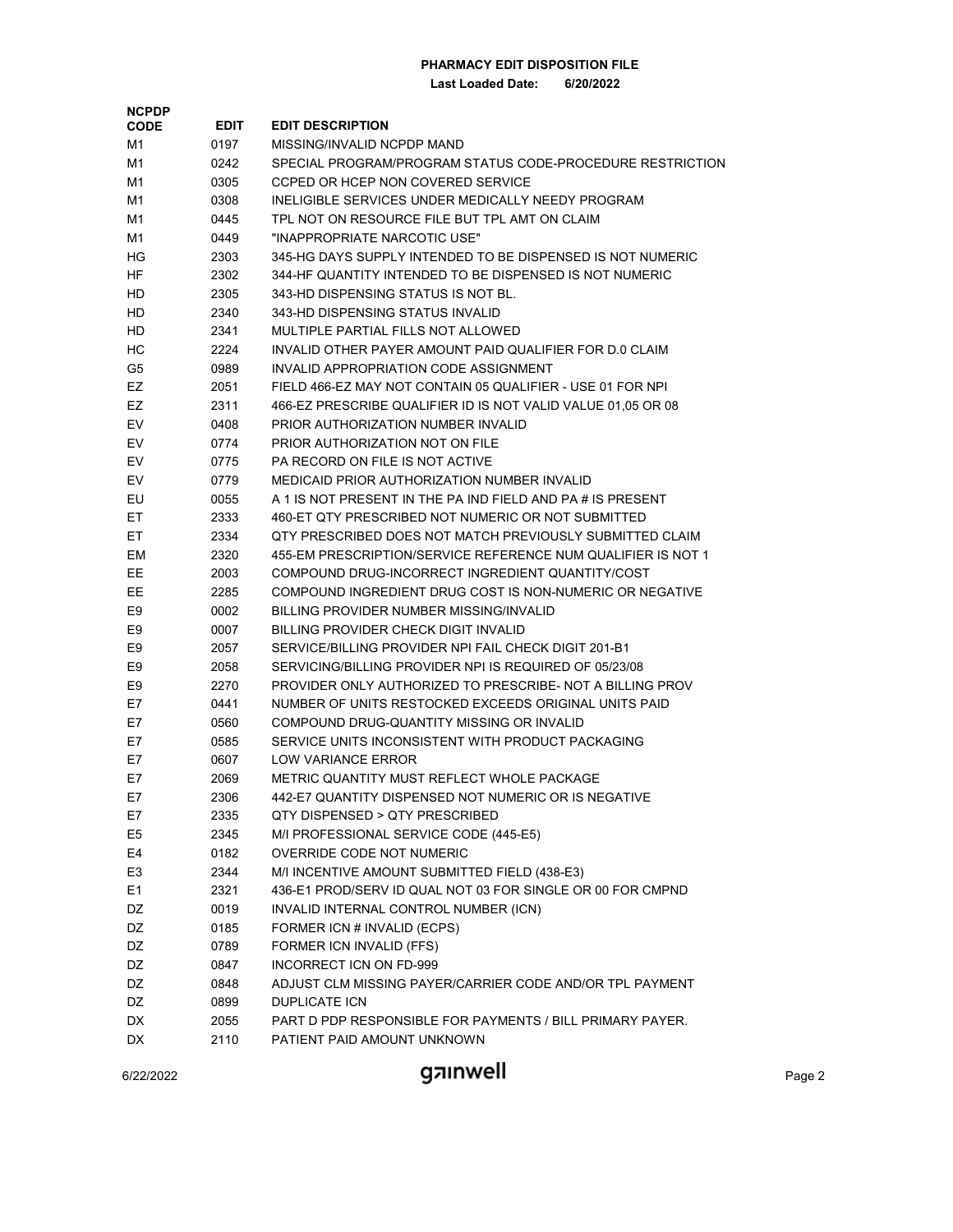# PHARMACY EDIT DISPOSITION FILE

**Last Loaded Date: 6/20/2022**

| NCPDP CODE | EDIT | EDIT DESCRIPTION |
|---|---|---|
| M1 | 0197 | MISSING/INVALID NCPDP MAND |
| M1 | 0242 | SPECIAL PROGRAM/PROGRAM STATUS CODE-PROCEDURE RESTRICTION |
| M1 | 0305 | CCPED OR HCEP NON COVERED SERVICE |
| M1 | 0308 | INELIGIBLE SERVICES UNDER MEDICALLY NEEDY PROGRAM |
| M1 | 0445 | TPL NOT ON RESOURCE FILE BUT TPL AMT ON CLAIM |
| M1 | 0449 | "INAPPROPRIATE NARCOTIC USE" |
| HG | 2303 | 345-HG DAYS SUPPLY INTENDED TO BE DISPENSED IS NOT NUMERIC |
| HF | 2302 | 344-HF QUANTITY INTENDED TO BE DISPENSED IS NOT NUMERIC |
| HD | 2305 | 343-HD DISPENSING STATUS IS NOT BL. |
| HD | 2340 | 343-HD DISPENSING STATUS INVALID |
| HD | 2341 | MULTIPLE PARTIAL FILLS NOT ALLOWED |
| HC | 2224 | INVALID OTHER PAYER AMOUNT PAID QUALIFIER FOR D.0 CLAIM |
| G5 | 0989 | INVALID APPROPRIATION CODE ASSIGNMENT |
| EZ | 2051 | FIELD 466-EZ MAY NOT CONTAIN 05 QUALIFIER - USE 01 FOR NPI |
| EZ | 2311 | 466-EZ PRESCRIBE QUALIFIER ID IS NOT VALID VALUE 01,05 OR 08 |
| EV | 0408 | PRIOR AUTHORIZATION NUMBER INVALID |
| EV | 0774 | PRIOR AUTHORIZATION NOT ON FILE |
| EV | 0775 | PA RECORD ON FILE IS NOT ACTIVE |
| EV | 0779 | MEDICAID PRIOR AUTHORIZATION NUMBER INVALID |
| EU | 0055 | A 1 IS NOT PRESENT IN THE PA IND FIELD AND PA # IS PRESENT |
| ET | 2333 | 460-ET QTY PRESCRIBED NOT NUMERIC OR NOT SUBMITTED |
| ET | 2334 | QTY PRESCRIBED DOES NOT MATCH PREVIOUSLY SUBMITTED CLAIM |
| EM | 2320 | 455-EM PRESCRIPTION/SERVICE REFERENCE NUM QUALIFIER IS NOT 1 |
| EE | 2003 | COMPOUND DRUG-INCORRECT INGREDIENT QUANTITY/COST |
| EE | 2285 | COMPOUND INGREDIENT DRUG COST IS NON-NUMERIC OR NEGATIVE |
| E9 | 0002 | BILLING PROVIDER NUMBER MISSING/INVALID |
| E9 | 0007 | BILLING PROVIDER CHECK DIGIT INVALID |
| E9 | 2057 | SERVICE/BILLING PROVIDER NPI FAIL CHECK DIGIT 201-B1 |
| E9 | 2058 | SERVICING/BILLING PROVIDER NPI IS REQUIRED OF 05/23/08 |
| E9 | 2270 | PROVIDER ONLY AUTHORIZED TO PRESCRIBE- NOT A BILLING PROV |
| E7 | 0441 | NUMBER OF UNITS RESTOCKED EXCEEDS ORIGINAL UNITS PAID |
| E7 | 0560 | COMPOUND DRUG-QUANTITY MISSING OR INVALID |
| E7 | 0585 | SERVICE UNITS INCONSISTENT WITH PRODUCT PACKAGING |
| E7 | 0607 | LOW VARIANCE ERROR |
| E7 | 2069 | METRIC QUANTITY MUST REFLECT WHOLE PACKAGE |
| E7 | 2306 | 442-E7 QUANTITY DISPENSED NOT NUMERIC OR IS NEGATIVE |
| E7 | 2335 | QTY DISPENSED > QTY PRESCRIBED |
| E5 | 2345 | M/I PROFESSIONAL SERVICE CODE (445-E5) |
| E4 | 0182 | OVERRIDE CODE NOT NUMERIC |
| E3 | 2344 | M/I INCENTIVE AMOUNT SUBMITTED FIELD (438-E3) |
| E1 | 2321 | 436-E1 PROD/SERV ID QUAL NOT 03 FOR SINGLE OR 00 FOR CMPND |
| DZ | 0019 | INVALID INTERNAL CONTROL NUMBER (ICN) |
| DZ | 0185 | FORMER ICN # INVALID (ECPS) |
| DZ | 0789 | FORMER ICN INVALID (FFS) |
| DZ | 0847 | INCORRECT ICN ON FD-999 |
| DZ | 0848 | ADJUST CLM MISSING PAYER/CARRIER CODE AND/OR TPL PAYMENT |
| DZ | 0899 | DUPLICATE ICN |
| DX | 2055 | PART D PDP RESPONSIBLE FOR PAYMENTS / BILL PRIMARY PAYER. |
| DX | 2110 | PATIENT PAID AMOUNT UNKNOWN |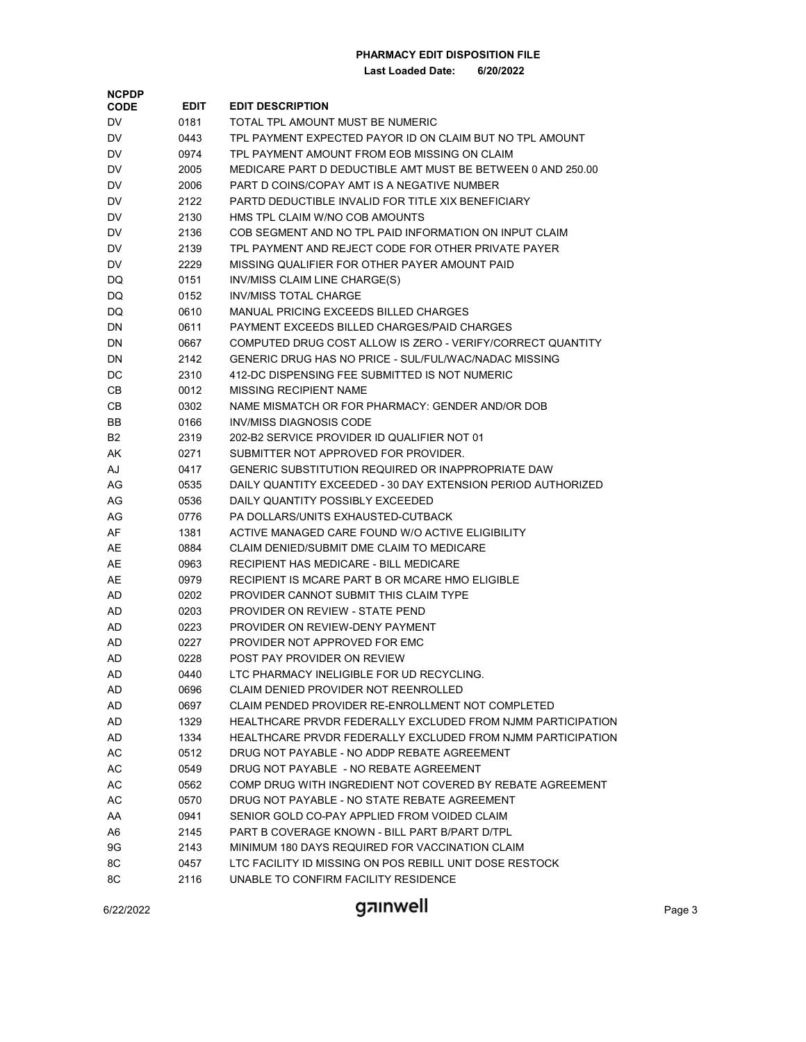**PHARMACY EDIT DISPOSITION FILE**

**Last Loaded Date: 6/20/2022**

| NCPDP CODE | EDIT | EDIT DESCRIPTION |
|---|---|---|
| DV | 0181 | TOTAL TPL AMOUNT MUST BE NUMERIC |
| DV | 0443 | TPL PAYMENT EXPECTED PAYOR ID ON CLAIM BUT NO TPL AMOUNT |
| DV | 0974 | TPL PAYMENT AMOUNT FROM EOB MISSING ON CLAIM |
| DV | 2005 | MEDICARE PART D DEDUCTIBLE AMT MUST BE BETWEEN 0 AND 250.00 |
| DV | 2006 | PART D COINS/COPAY AMT IS A NEGATIVE NUMBER |
| DV | 2122 | PARTD DEDUCTIBLE INVALID FOR TITLE XIX BENEFICIARY |
| DV | 2130 | HMS TPL CLAIM W/NO COB AMOUNTS |
| DV | 2136 | COB SEGMENT AND NO TPL PAID INFORMATION ON INPUT CLAIM |
| DV | 2139 | TPL PAYMENT AND REJECT CODE FOR OTHER PRIVATE PAYER |
| DV | 2229 | MISSING QUALIFIER FOR OTHER PAYER AMOUNT PAID |
| DQ | 0151 | INV/MISS CLAIM LINE CHARGE(S) |
| DQ | 0152 | INV/MISS TOTAL CHARGE |
| DQ | 0610 | MANUAL PRICING EXCEEDS BILLED CHARGES |
| DN | 0611 | PAYMENT EXCEEDS BILLED CHARGES/PAID CHARGES |
| DN | 0667 | COMPUTED DRUG COST ALLOW IS ZERO - VERIFY/CORRECT QUANTITY |
| DN | 2142 | GENERIC DRUG HAS NO PRICE - SUL/FUL/WAC/NADAC MISSING |
| DC | 2310 | 412-DC DISPENSING FEE SUBMITTED IS NOT NUMERIC |
| CB | 0012 | MISSING RECIPIENT NAME |
| CB | 0302 | NAME MISMATCH OR FOR PHARMACY: GENDER AND/OR DOB |
| BB | 0166 | INV/MISS DIAGNOSIS CODE |
| B2 | 2319 | 202-B2 SERVICE PROVIDER ID QUALIFIER NOT 01 |
| AK | 0271 | SUBMITTER NOT APPROVED FOR PROVIDER. |
| AJ | 0417 | GENERIC SUBSTITUTION REQUIRED OR INAPPROPRIATE DAW |
| AG | 0535 | DAILY QUANTITY EXCEEDED - 30 DAY EXTENSION PERIOD AUTHORIZED |
| AG | 0536 | DAILY QUANTITY POSSIBLY EXCEEDED |
| AG | 0776 | PA DOLLARS/UNITS EXHAUSTED-CUTBACK |
| AF | 1381 | ACTIVE MANAGED CARE FOUND W/O ACTIVE ELIGIBILITY |
| AE | 0884 | CLAIM DENIED/SUBMIT DME CLAIM TO MEDICARE |
| AE | 0963 | RECIPIENT HAS MEDICARE - BILL MEDICARE |
| AE | 0979 | RECIPIENT IS MCARE PART B OR MCARE HMO ELIGIBLE |
| AD | 0202 | PROVIDER CANNOT SUBMIT THIS CLAIM TYPE |
| AD | 0203 | PROVIDER ON REVIEW - STATE PEND |
| AD | 0223 | PROVIDER ON REVIEW-DENY PAYMENT |
| AD | 0227 | PROVIDER NOT APPROVED FOR EMC |
| AD | 0228 | POST PAY PROVIDER ON REVIEW |
| AD | 0440 | LTC PHARMACY INELIGIBLE FOR UD RECYCLING. |
| AD | 0696 | CLAIM DENIED PROVIDER NOT REENROLLED |
| AD | 0697 | CLAIM PENDED PROVIDER RE-ENROLLMENT NOT COMPLETED |
| AD | 1329 | HEALTHCARE PRVDR FEDERALLY EXCLUDED FROM NJMM PARTICIPATION |
| AD | 1334 | HEALTHCARE PRVDR FEDERALLY EXCLUDED FROM NJMM PARTICIPATION |
| AC | 0512 | DRUG NOT PAYABLE - NO ADDP REBATE AGREEMENT |
| AC | 0549 | DRUG NOT PAYABLE - NO REBATE AGREEMENT |
| AC | 0562 | COMP DRUG WITH INGREDIENT NOT COVERED BY REBATE AGREEMENT |
| AC | 0570 | DRUG NOT PAYABLE - NO STATE REBATE AGREEMENT |
| AA | 0941 | SENIOR GOLD CO-PAY APPLIED FROM VOIDED CLAIM |
| A6 | 2145 | PART B COVERAGE KNOWN - BILL PART B/PART D/TPL |
| 9G | 2143 | MINIMUM 180 DAYS REQUIRED FOR VACCINATION CLAIM |
| 8C | 0457 | LTC FACILITY ID MISSING ON POS REBILL UNIT DOSE RESTOCK |
| 8C | 2116 | UNABLE TO CONFIRM FACILITY RESIDENCE |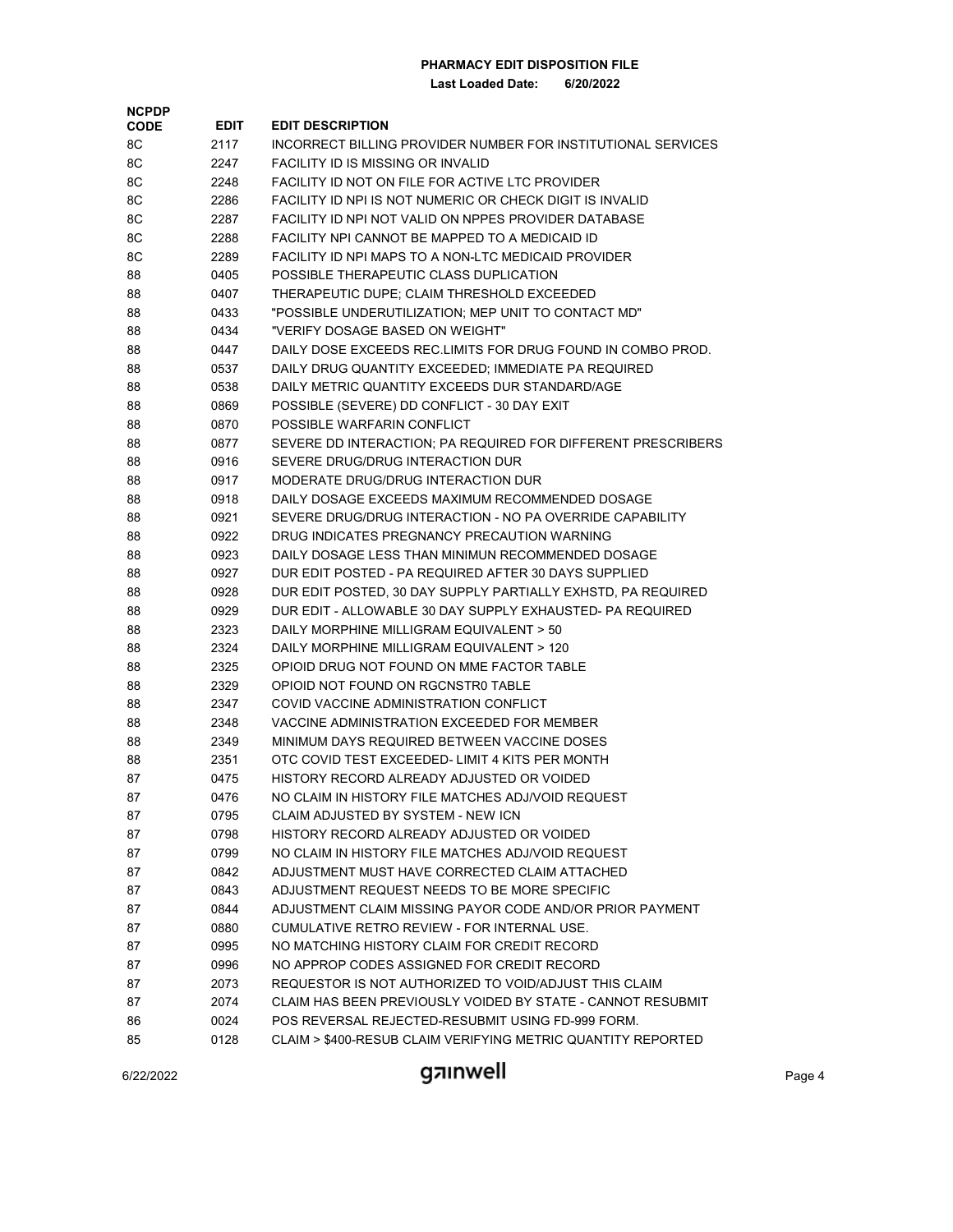**PHARMACY EDIT DISPOSITION FILE**

**Last Loaded Date: 6/20/2022**

| NCPDP CODE | EDIT | EDIT DESCRIPTION |
|---|---|---|
| 8C | 2117 | INCORRECT BILLING PROVIDER NUMBER FOR INSTITUTIONAL SERVICES |
| 8C | 2247 | FACILITY ID IS MISSING OR INVALID |
| 8C | 2248 | FACILITY ID NOT ON FILE FOR ACTIVE LTC PROVIDER |
| 8C | 2286 | FACILITY ID NPI IS NOT NUMERIC OR CHECK DIGIT IS INVALID |
| 8C | 2287 | FACILITY ID NPI NOT VALID ON NPPES PROVIDER DATABASE |
| 8C | 2288 | FACILITY NPI CANNOT BE MAPPED TO A MEDICAID ID |
| 8C | 2289 | FACILITY ID NPI MAPS TO A NON-LTC MEDICAID PROVIDER |
| 88 | 0405 | POSSIBLE THERAPEUTIC CLASS DUPLICATION |
| 88 | 0407 | THERAPEUTIC DUPE; CLAIM THRESHOLD EXCEEDED |
| 88 | 0433 | "POSSIBLE UNDERUTILIZATION; MEP UNIT TO CONTACT MD" |
| 88 | 0434 | "VERIFY DOSAGE BASED ON WEIGHT" |
| 88 | 0447 | DAILY DOSE EXCEEDS REC.LIMITS FOR DRUG FOUND IN COMBO PROD. |
| 88 | 0537 | DAILY DRUG QUANTITY EXCEEDED; IMMEDIATE PA REQUIRED |
| 88 | 0538 | DAILY METRIC QUANTITY EXCEEDS DUR STANDARD/AGE |
| 88 | 0869 | POSSIBLE (SEVERE) DD CONFLICT - 30 DAY EXIT |
| 88 | 0870 | POSSIBLE WARFARIN CONFLICT |
| 88 | 0877 | SEVERE DD INTERACTION; PA REQUIRED FOR DIFFERENT PRESCRIBERS |
| 88 | 0916 | SEVERE DRUG/DRUG INTERACTION DUR |
| 88 | 0917 | MODERATE DRUG/DRUG INTERACTION DUR |
| 88 | 0918 | DAILY DOSAGE EXCEEDS MAXIMUM RECOMMENDED DOSAGE |
| 88 | 0921 | SEVERE DRUG/DRUG INTERACTION - NO PA OVERRIDE CAPABILITY |
| 88 | 0922 | DRUG INDICATES PREGNANCY PRECAUTION WARNING |
| 88 | 0923 | DAILY DOSAGE LESS THAN MINIMUN RECOMMENDED DOSAGE |
| 88 | 0927 | DUR EDIT POSTED - PA REQUIRED AFTER 30 DAYS SUPPLIED |
| 88 | 0928 | DUR EDIT POSTED, 30 DAY SUPPLY PARTIALLY EXHSTD, PA REQUIRED |
| 88 | 0929 | DUR EDIT - ALLOWABLE 30 DAY SUPPLY EXHAUSTED- PA REQUIRED |
| 88 | 2323 | DAILY MORPHINE MILLIGRAM EQUIVALENT > 50 |
| 88 | 2324 | DAILY MORPHINE MILLIGRAM EQUIVALENT > 120 |
| 88 | 2325 | OPIOID DRUG NOT FOUND ON MME FACTOR TABLE |
| 88 | 2329 | OPIOID NOT FOUND ON RGCNSTR0 TABLE |
| 88 | 2347 | COVID VACCINE ADMINISTRATION CONFLICT |
| 88 | 2348 | VACCINE ADMINISTRATION EXCEEDED FOR MEMBER |
| 88 | 2349 | MINIMUM DAYS REQUIRED BETWEEN VACCINE DOSES |
| 88 | 2351 | OTC COVID TEST EXCEEDED- LIMIT 4 KITS PER MONTH |
| 87 | 0475 | HISTORY RECORD ALREADY ADJUSTED OR VOIDED |
| 87 | 0476 | NO CLAIM IN HISTORY FILE MATCHES ADJ/VOID REQUEST |
| 87 | 0795 | CLAIM ADJUSTED BY SYSTEM - NEW ICN |
| 87 | 0798 | HISTORY RECORD ALREADY ADJUSTED OR VOIDED |
| 87 | 0799 | NO CLAIM IN HISTORY FILE MATCHES ADJ/VOID REQUEST |
| 87 | 0842 | ADJUSTMENT MUST HAVE CORRECTED CLAIM ATTACHED |
| 87 | 0843 | ADJUSTMENT REQUEST NEEDS TO BE MORE SPECIFIC |
| 87 | 0844 | ADJUSTMENT CLAIM MISSING PAYOR CODE AND/OR PRIOR PAYMENT |
| 87 | 0880 | CUMULATIVE RETRO REVIEW - FOR INTERNAL USE. |
| 87 | 0995 | NO MATCHING HISTORY CLAIM FOR CREDIT RECORD |
| 87 | 0996 | NO APPROP CODES ASSIGNED FOR CREDIT RECORD |
| 87 | 2073 | REQUESTOR IS NOT AUTHORIZED TO VOID/ADJUST THIS CLAIM |
| 87 | 2074 | CLAIM HAS BEEN PREVIOUSLY VOIDED BY STATE - CANNOT RESUBMIT |
| 86 | 0024 | POS REVERSAL REJECTED-RESUBMIT USING FD-999 FORM. |
| 85 | 0128 | CLAIM > $400-RESUB CLAIM VERIFYING METRIC QUANTITY REPORTED |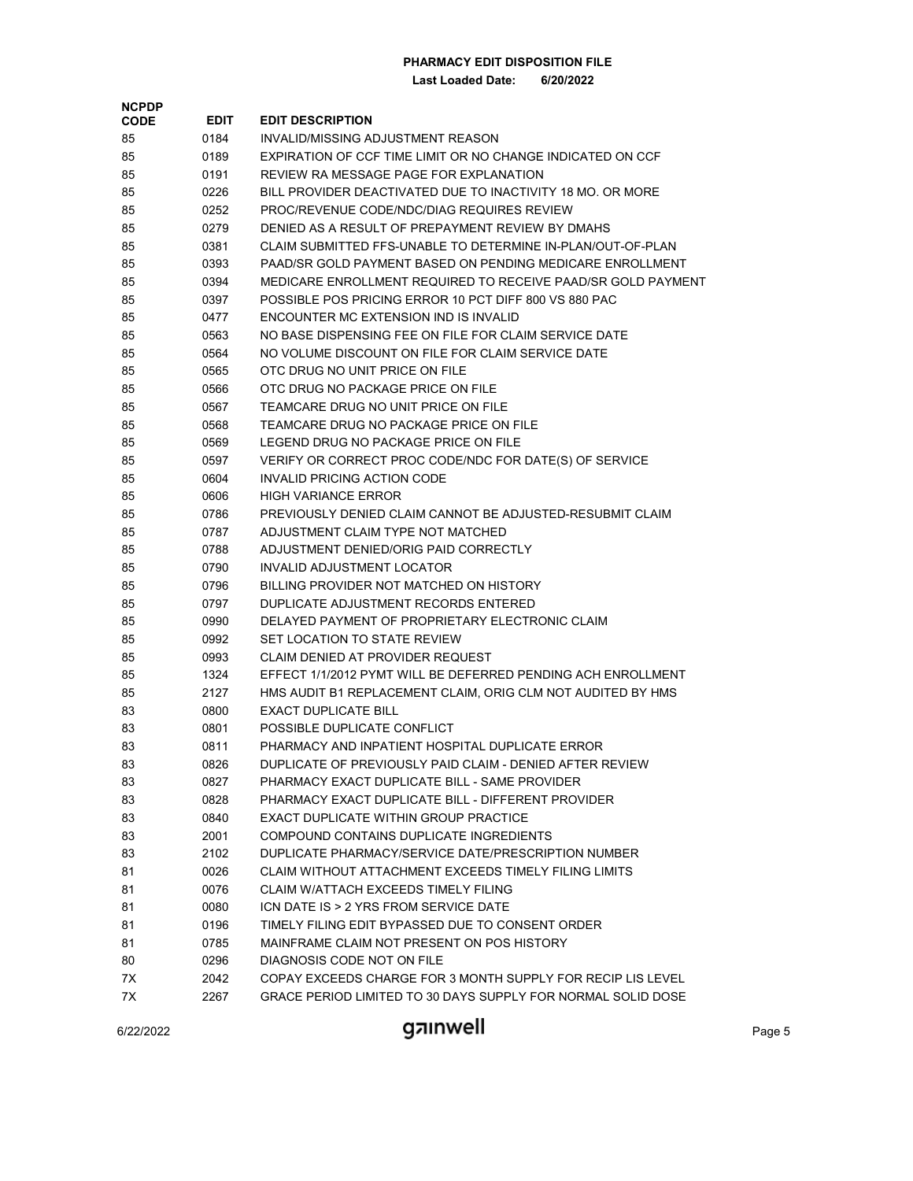**PHARMACY EDIT DISPOSITION FILE**

**Last Loaded Date: 6/20/2022**

| NCPDP CODE | EDIT | EDIT DESCRIPTION |
|---|---|---|
| 85 | 0184 | INVALID/MISSING ADJUSTMENT REASON |
| 85 | 0189 | EXPIRATION OF CCF TIME LIMIT OR NO CHANGE INDICATED ON CCF |
| 85 | 0191 | REVIEW RA MESSAGE PAGE FOR EXPLANATION |
| 85 | 0226 | BILL PROVIDER DEACTIVATED DUE TO INACTIVITY 18 MO. OR MORE |
| 85 | 0252 | PROC/REVENUE CODE/NDC/DIAG REQUIRES REVIEW |
| 85 | 0279 | DENIED AS A RESULT OF PREPAYMENT REVIEW BY DMAHS |
| 85 | 0381 | CLAIM SUBMITTED FFS-UNABLE TO DETERMINE IN-PLAN/OUT-OF-PLAN |
| 85 | 0393 | PAAD/SR GOLD PAYMENT BASED ON PENDING MEDICARE ENROLLMENT |
| 85 | 0394 | MEDICARE ENROLLMENT REQUIRED TO RECEIVE PAAD/SR GOLD PAYMENT |
| 85 | 0397 | POSSIBLE POS PRICING ERROR 10 PCT DIFF 800 VS 880 PAC |
| 85 | 0477 | ENCOUNTER MC EXTENSION IND IS INVALID |
| 85 | 0563 | NO BASE DISPENSING FEE ON FILE FOR CLAIM SERVICE DATE |
| 85 | 0564 | NO VOLUME DISCOUNT ON FILE FOR CLAIM SERVICE DATE |
| 85 | 0565 | OTC DRUG NO UNIT PRICE ON FILE |
| 85 | 0566 | OTC DRUG NO PACKAGE PRICE ON FILE |
| 85 | 0567 | TEAMCARE DRUG NO UNIT PRICE ON FILE |
| 85 | 0568 | TEAMCARE DRUG NO PACKAGE PRICE ON FILE |
| 85 | 0569 | LEGEND DRUG NO PACKAGE PRICE ON FILE |
| 85 | 0597 | VERIFY OR CORRECT PROC CODE/NDC FOR DATE(S) OF SERVICE |
| 85 | 0604 | INVALID PRICING ACTION CODE |
| 85 | 0606 | HIGH VARIANCE ERROR |
| 85 | 0786 | PREVIOUSLY DENIED CLAIM CANNOT BE ADJUSTED-RESUBMIT CLAIM |
| 85 | 0787 | ADJUSTMENT CLAIM TYPE NOT MATCHED |
| 85 | 0788 | ADJUSTMENT DENIED/ORIG PAID CORRECTLY |
| 85 | 0790 | INVALID ADJUSTMENT LOCATOR |
| 85 | 0796 | BILLING PROVIDER NOT MATCHED ON HISTORY |
| 85 | 0797 | DUPLICATE ADJUSTMENT RECORDS ENTERED |
| 85 | 0990 | DELAYED PAYMENT OF PROPRIETARY ELECTRONIC CLAIM |
| 85 | 0992 | SET LOCATION TO STATE REVIEW |
| 85 | 0993 | CLAIM DENIED AT PROVIDER REQUEST |
| 85 | 1324 | EFFECT 1/1/2012 PYMT WILL BE DEFERRED PENDING ACH ENROLLMENT |
| 85 | 2127 | HMS AUDIT B1 REPLACEMENT CLAIM, ORIG CLM NOT AUDITED BY HMS |
| 83 | 0800 | EXACT DUPLICATE BILL |
| 83 | 0801 | POSSIBLE DUPLICATE CONFLICT |
| 83 | 0811 | PHARMACY AND INPATIENT HOSPITAL DUPLICATE ERROR |
| 83 | 0826 | DUPLICATE OF PREVIOUSLY PAID CLAIM - DENIED AFTER REVIEW |
| 83 | 0827 | PHARMACY EXACT DUPLICATE BILL - SAME PROVIDER |
| 83 | 0828 | PHARMACY EXACT DUPLICATE BILL - DIFFERENT PROVIDER |
| 83 | 0840 | EXACT DUPLICATE WITHIN GROUP PRACTICE |
| 83 | 2001 | COMPOUND CONTAINS DUPLICATE INGREDIENTS |
| 83 | 2102 | DUPLICATE PHARMACY/SERVICE DATE/PRESCRIPTION NUMBER |
| 81 | 0026 | CLAIM WITHOUT ATTACHMENT EXCEEDS TIMELY FILING LIMITS |
| 81 | 0076 | CLAIM W/ATTACH EXCEEDS TIMELY FILING |
| 81 | 0080 | ICN DATE IS > 2 YRS FROM SERVICE DATE |
| 81 | 0196 | TIMELY FILING EDIT BYPASSED DUE TO CONSENT ORDER |
| 81 | 0785 | MAINFRAME CLAIM NOT PRESENT ON POS HISTORY |
| 80 | 0296 | DIAGNOSIS CODE NOT ON FILE |
| 7X | 2042 | COPAY EXCEEDS CHARGE FOR 3 MONTH SUPPLY FOR RECIP LIS LEVEL |
| 7X | 2267 | GRACE PERIOD LIMITED TO 30 DAYS SUPPLY FOR NORMAL SOLID DOSE |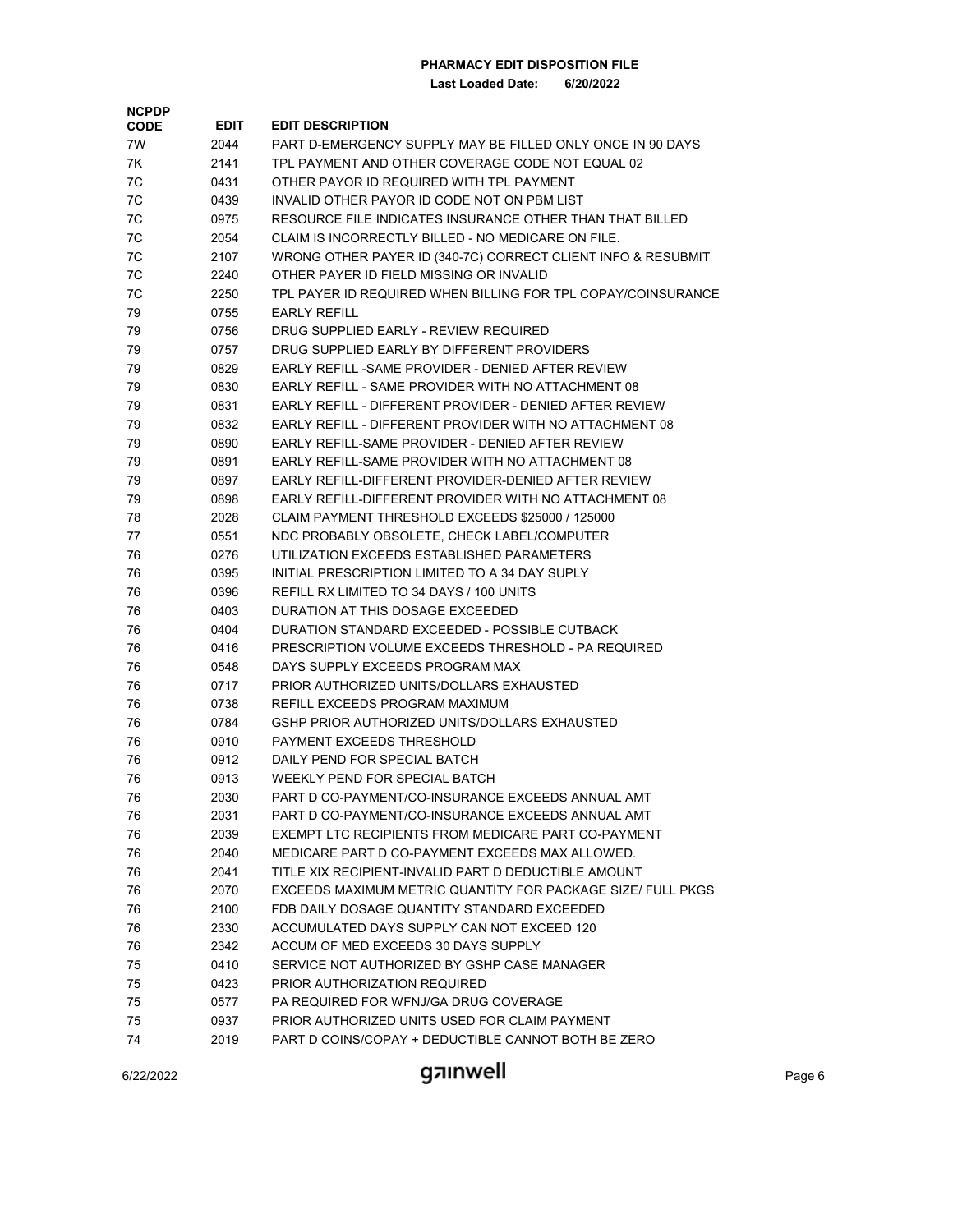**PHARMACY EDIT DISPOSITION FILE**

**Last Loaded Date: 6/20/2022**

| NCPDP CODE | EDIT | EDIT DESCRIPTION |
|---|---|---|
| 7W | 2044 | PART D-EMERGENCY SUPPLY MAY BE FILLED ONLY ONCE IN 90 DAYS |
| 7K | 2141 | TPL PAYMENT AND OTHER COVERAGE CODE NOT EQUAL 02 |
| 7C | 0431 | OTHER PAYOR ID REQUIRED WITH TPL PAYMENT |
| 7C | 0439 | INVALID OTHER PAYOR ID CODE NOT ON PBM LIST |
| 7C | 0975 | RESOURCE FILE INDICATES INSURANCE OTHER THAN THAT BILLED |
| 7C | 2054 | CLAIM IS INCORRECTLY BILLED - NO MEDICARE ON FILE. |
| 7C | 2107 | WRONG OTHER PAYER ID (340-7C) CORRECT CLIENT INFO & RESUBMIT |
| 7C | 2240 | OTHER PAYER ID FIELD MISSING OR INVALID |
| 7C | 2250 | TPL PAYER ID REQUIRED WHEN BILLING FOR TPL COPAY/COINSURANCE |
| 79 | 0755 | EARLY REFILL |
| 79 | 0756 | DRUG SUPPLIED EARLY - REVIEW REQUIRED |
| 79 | 0757 | DRUG SUPPLIED EARLY BY DIFFERENT PROVIDERS |
| 79 | 0829 | EARLY REFILL -SAME PROVIDER - DENIED AFTER REVIEW |
| 79 | 0830 | EARLY REFILL - SAME PROVIDER WITH NO ATTACHMENT 08 |
| 79 | 0831 | EARLY REFILL - DIFFERENT PROVIDER - DENIED AFTER REVIEW |
| 79 | 0832 | EARLY REFILL - DIFFERENT PROVIDER WITH NO ATTACHMENT 08 |
| 79 | 0890 | EARLY REFILL-SAME PROVIDER - DENIED AFTER REVIEW |
| 79 | 0891 | EARLY REFILL-SAME PROVIDER WITH NO ATTACHMENT 08 |
| 79 | 0897 | EARLY REFILL-DIFFERENT PROVIDER-DENIED AFTER REVIEW |
| 79 | 0898 | EARLY REFILL-DIFFERENT PROVIDER WITH NO ATTACHMENT 08 |
| 78 | 2028 | CLAIM PAYMENT THRESHOLD EXCEEDS $25000 / 125000 |
| 77 | 0551 | NDC PROBABLY OBSOLETE, CHECK LABEL/COMPUTER |
| 76 | 0276 | UTILIZATION EXCEEDS ESTABLISHED PARAMETERS |
| 76 | 0395 | INITIAL PRESCRIPTION LIMITED TO A 34 DAY SUPLY |
| 76 | 0396 | REFILL RX LIMITED TO 34 DAYS / 100 UNITS |
| 76 | 0403 | DURATION AT THIS DOSAGE EXCEEDED |
| 76 | 0404 | DURATION STANDARD EXCEEDED - POSSIBLE CUTBACK |
| 76 | 0416 | PRESCRIPTION VOLUME EXCEEDS THRESHOLD - PA REQUIRED |
| 76 | 0548 | DAYS SUPPLY EXCEEDS PROGRAM MAX |
| 76 | 0717 | PRIOR AUTHORIZED UNITS/DOLLARS EXHAUSTED |
| 76 | 0738 | REFILL EXCEEDS PROGRAM MAXIMUM |
| 76 | 0784 | GSHP PRIOR AUTHORIZED UNITS/DOLLARS EXHAUSTED |
| 76 | 0910 | PAYMENT EXCEEDS THRESHOLD |
| 76 | 0912 | DAILY PEND FOR SPECIAL BATCH |
| 76 | 0913 | WEEKLY PEND FOR SPECIAL BATCH |
| 76 | 2030 | PART D CO-PAYMENT/CO-INSURANCE EXCEEDS ANNUAL AMT |
| 76 | 2031 | PART D CO-PAYMENT/CO-INSURANCE EXCEEDS ANNUAL AMT |
| 76 | 2039 | EXEMPT LTC RECIPIENTS FROM MEDICARE PART CO-PAYMENT |
| 76 | 2040 | MEDICARE PART D CO-PAYMENT EXCEEDS MAX ALLOWED. |
| 76 | 2041 | TITLE XIX RECIPIENT-INVALID PART D DEDUCTIBLE AMOUNT |
| 76 | 2070 | EXCEEDS MAXIMUM METRIC QUANTITY FOR PACKAGE SIZE/ FULL PKGS |
| 76 | 2100 | FDB DAILY DOSAGE QUANTITY STANDARD EXCEEDED |
| 76 | 2330 | ACCUMULATED DAYS SUPPLY CAN NOT EXCEED 120 |
| 76 | 2342 | ACCUM OF MED EXCEEDS 30 DAYS SUPPLY |
| 75 | 0410 | SERVICE NOT AUTHORIZED BY GSHP CASE MANAGER |
| 75 | 0423 | PRIOR AUTHORIZATION REQUIRED |
| 75 | 0577 | PA REQUIRED FOR WFNJ/GA DRUG COVERAGE |
| 75 | 0937 | PRIOR AUTHORIZED UNITS USED FOR CLAIM PAYMENT |
| 74 | 2019 | PART D COINS/COPAY + DEDUCTIBLE CANNOT BOTH BE ZERO |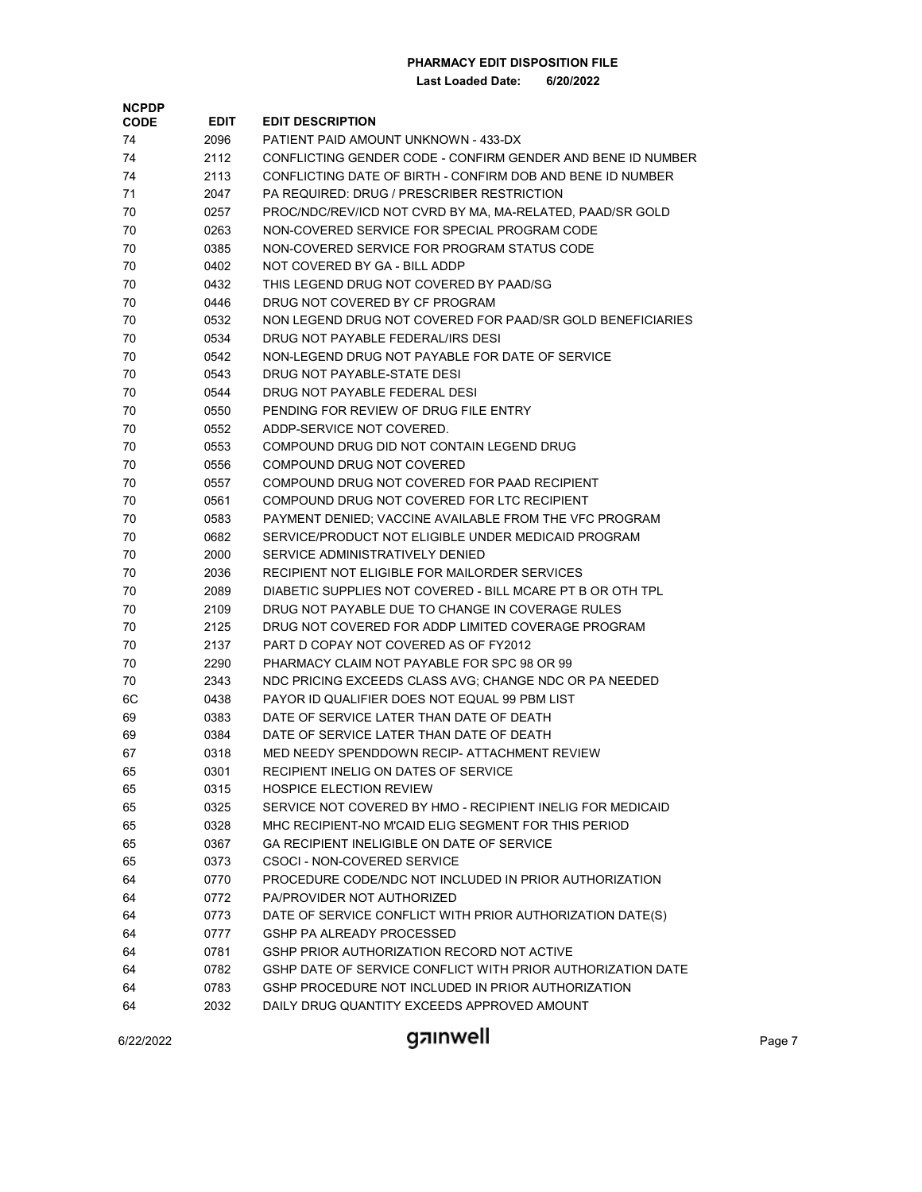**PHARMACY EDIT DISPOSITION FILE**

**Last Loaded Date: 6/20/2022**

| NCPDP CODE | EDIT | EDIT DESCRIPTION |
|---|---|---|
| 74 | 2096 | PATIENT PAID AMOUNT UNKNOWN - 433-DX |
| 74 | 2112 | CONFLICTING GENDER CODE - CONFIRM GENDER AND BENE ID NUMBER |
| 74 | 2113 | CONFLICTING DATE OF BIRTH - CONFIRM DOB AND BENE ID NUMBER |
| 71 | 2047 | PA REQUIRED: DRUG / PRESCRIBER RESTRICTION |
| 70 | 0257 | PROC/NDC/REV/ICD NOT CVRD BY MA, MA-RELATED, PAAD/SR GOLD |
| 70 | 0263 | NON-COVERED SERVICE FOR SPECIAL PROGRAM CODE |
| 70 | 0385 | NON-COVERED SERVICE FOR PROGRAM STATUS CODE |
| 70 | 0402 | NOT COVERED BY GA - BILL ADDP |
| 70 | 0432 | THIS LEGEND DRUG NOT COVERED BY PAAD/SG |
| 70 | 0446 | DRUG NOT COVERED BY CF PROGRAM |
| 70 | 0532 | NON LEGEND DRUG NOT COVERED FOR PAAD/SR GOLD BENEFICIARIES |
| 70 | 0534 | DRUG NOT PAYABLE FEDERAL/IRS DESI |
| 70 | 0542 | NON-LEGEND DRUG NOT PAYABLE FOR DATE OF SERVICE |
| 70 | 0543 | DRUG NOT PAYABLE-STATE DESI |
| 70 | 0544 | DRUG NOT PAYABLE FEDERAL DESI |
| 70 | 0550 | PENDING FOR REVIEW OF DRUG FILE ENTRY |
| 70 | 0552 | ADDP-SERVICE NOT COVERED. |
| 70 | 0553 | COMPOUND DRUG DID NOT CONTAIN LEGEND DRUG |
| 70 | 0556 | COMPOUND DRUG NOT COVERED |
| 70 | 0557 | COMPOUND DRUG NOT COVERED FOR PAAD RECIPIENT |
| 70 | 0561 | COMPOUND DRUG NOT COVERED FOR LTC RECIPIENT |
| 70 | 0583 | PAYMENT DENIED; VACCINE AVAILABLE FROM THE VFC PROGRAM |
| 70 | 0682 | SERVICE/PRODUCT NOT ELIGIBLE UNDER MEDICAID PROGRAM |
| 70 | 2000 | SERVICE ADMINISTRATIVELY DENIED |
| 70 | 2036 | RECIPIENT NOT ELIGIBLE FOR MAILORDER SERVICES |
| 70 | 2089 | DIABETIC SUPPLIES NOT COVERED - BILL MCARE PT B OR OTH TPL |
| 70 | 2109 | DRUG NOT PAYABLE DUE TO CHANGE IN COVERAGE RULES |
| 70 | 2125 | DRUG NOT COVERED FOR ADDP LIMITED COVERAGE PROGRAM |
| 70 | 2137 | PART D COPAY NOT COVERED AS OF FY2012 |
| 70 | 2290 | PHARMACY CLAIM NOT PAYABLE FOR SPC 98 OR 99 |
| 70 | 2343 | NDC PRICING EXCEEDS CLASS AVG; CHANGE NDC OR PA NEEDED |
| 6C | 0438 | PAYOR ID QUALIFIER DOES NOT EQUAL 99 PBM LIST |
| 69 | 0383 | DATE OF SERVICE LATER THAN DATE OF DEATH |
| 69 | 0384 | DATE OF SERVICE LATER THAN DATE OF DEATH |
| 67 | 0318 | MED NEEDY SPENDDOWN RECIP- ATTACHMENT REVIEW |
| 65 | 0301 | RECIPIENT INELIG ON DATES OF SERVICE |
| 65 | 0315 | HOSPICE ELECTION REVIEW |
| 65 | 0325 | SERVICE NOT COVERED BY HMO - RECIPIENT INELIG FOR MEDICAID |
| 65 | 0328 | MHC RECIPIENT-NO M'CAID ELIG SEGMENT FOR THIS PERIOD |
| 65 | 0367 | GA RECIPIENT INELIGIBLE ON DATE OF SERVICE |
| 65 | 0373 | CSOCI - NON-COVERED SERVICE |
| 64 | 0770 | PROCEDURE CODE/NDC NOT INCLUDED IN PRIOR AUTHORIZATION |
| 64 | 0772 | PA/PROVIDER NOT AUTHORIZED |
| 64 | 0773 | DATE OF SERVICE CONFLICT WITH PRIOR AUTHORIZATION DATE(S) |
| 64 | 0777 | GSHP PA ALREADY PROCESSED |
| 64 | 0781 | GSHP PRIOR AUTHORIZATION RECORD NOT ACTIVE |
| 64 | 0782 | GSHP DATE OF SERVICE CONFLICT WITH PRIOR AUTHORIZATION DATE |
| 64 | 0783 | GSHP PROCEDURE NOT INCLUDED IN PRIOR AUTHORIZATION |
| 64 | 2032 | DAILY DRUG QUANTITY EXCEEDS APPROVED AMOUNT |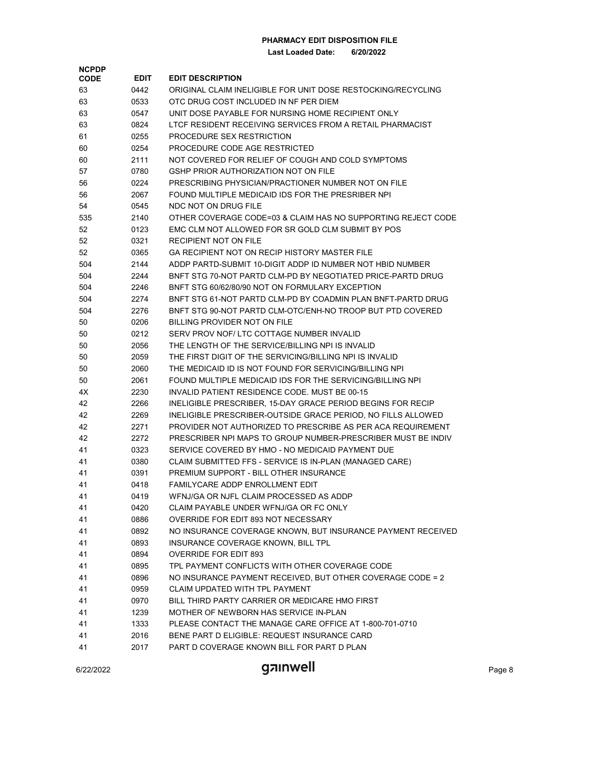**PHARMACY EDIT DISPOSITION FILE**

**Last Loaded Date: 6/20/2022**

| NCPDP CODE | EDIT | EDIT DESCRIPTION |
|---|---|---|
| 63 | 0442 | ORIGINAL CLAIM INELIGIBLE FOR UNIT DOSE RESTOCKING/RECYCLING |
| 63 | 0533 | OTC DRUG COST INCLUDED IN NF PER DIEM |
| 63 | 0547 | UNIT DOSE PAYABLE FOR NURSING HOME RECIPIENT ONLY |
| 63 | 0824 | LTCF RESIDENT RECEIVING SERVICES FROM A RETAIL PHARMACIST |
| 61 | 0255 | PROCEDURE SEX RESTRICTION |
| 60 | 0254 | PROCEDURE CODE AGE RESTRICTED |
| 60 | 2111 | NOT COVERED FOR RELIEF OF COUGH AND COLD SYMPTOMS |
| 57 | 0780 | GSHP PRIOR AUTHORIZATION NOT ON FILE |
| 56 | 0224 | PRESCRIBING PHYSICIAN/PRACTIONER NUMBER NOT ON FILE |
| 56 | 2067 | FOUND MULTIPLE MEDICAID IDS FOR THE PRESRIBER NPI |
| 54 | 0545 | NDC NOT ON DRUG FILE |
| 535 | 2140 | OTHER COVERAGE CODE=03 & CLAIM HAS NO SUPPORTING REJECT CODE |
| 52 | 0123 | EMC CLM NOT ALLOWED FOR SR GOLD CLM SUBMIT BY POS |
| 52 | 0321 | RECIPIENT NOT ON FILE |
| 52 | 0365 | GA RECIPIENT NOT ON RECIP HISTORY MASTER FILE |
| 504 | 2144 | ADDP PARTD-SUBMIT 10-DIGIT ADDP ID NUMBER NOT HBID NUMBER |
| 504 | 2244 | BNFT STG 70-NOT PARTD CLM-PD BY NEGOTIATED PRICE-PARTD DRUG |
| 504 | 2246 | BNFT STG 60/62/80/90 NOT ON FORMULARY EXCEPTION |
| 504 | 2274 | BNFT STG 61-NOT PARTD CLM-PD BY COADMIN PLAN BNFT-PARTD DRUG |
| 504 | 2276 | BNFT STG 90-NOT PARTD CLM-OTC/ENH-NO TROOP BUT PTD COVERED |
| 50 | 0206 | BILLING PROVIDER NOT ON FILE |
| 50 | 0212 | SERV PROV NOF/ LTC COTTAGE NUMBER INVALID |
| 50 | 2056 | THE LENGTH OF THE SERVICE/BILLING NPI IS INVALID |
| 50 | 2059 | THE FIRST DIGIT OF THE SERVICING/BILLING NPI IS INVALID |
| 50 | 2060 | THE MEDICAID ID IS NOT FOUND FOR SERVICING/BILLING NPI |
| 50 | 2061 | FOUND MULTIPLE MEDICAID IDS FOR THE SERVICING/BILLING NPI |
| 4X | 2230 | INVALID PATIENT RESIDENCE CODE. MUST BE 00-15 |
| 42 | 2266 | INELIGIBLE PRESCRIBER, 15-DAY GRACE PERIOD BEGINS FOR RECIP |
| 42 | 2269 | INELIGIBLE PRESCRIBER-OUTSIDE GRACE PERIOD, NO FILLS ALLOWED |
| 42 | 2271 | PROVIDER NOT AUTHORIZED TO PRESCRIBE AS PER ACA REQUIREMENT |
| 42 | 2272 | PRESCRIBER NPI MAPS TO GROUP NUMBER-PRESCRIBER MUST BE INDIV |
| 41 | 0323 | SERVICE COVERED BY HMO - NO MEDICAID PAYMENT DUE |
| 41 | 0380 | CLAIM SUBMITTED FFS - SERVICE IS IN-PLAN (MANAGED CARE) |
| 41 | 0391 | PREMIUM SUPPORT - BILL OTHER INSURANCE |
| 41 | 0418 | FAMILYCARE ADDP ENROLLMENT EDIT |
| 41 | 0419 | WFNJ/GA OR NJFL CLAIM PROCESSED AS ADDP |
| 41 | 0420 | CLAIM PAYABLE UNDER WFNJ/GA OR FC ONLY |
| 41 | 0886 | OVERRIDE FOR EDIT 893 NOT NECESSARY |
| 41 | 0892 | NO INSURANCE COVERAGE KNOWN, BUT INSURANCE PAYMENT RECEIVED |
| 41 | 0893 | INSURANCE COVERAGE KNOWN, BILL TPL |
| 41 | 0894 | OVERRIDE FOR EDIT 893 |
| 41 | 0895 | TPL PAYMENT CONFLICTS WITH OTHER COVERAGE CODE |
| 41 | 0896 | NO INSURANCE PAYMENT RECEIVED, BUT OTHER COVERAGE CODE = 2 |
| 41 | 0959 | CLAIM UPDATED WITH TPL PAYMENT |
| 41 | 0970 | BILL THIRD PARTY CARRIER OR MEDICARE HMO FIRST |
| 41 | 1239 | MOTHER OF NEWBORN HAS SERVICE IN-PLAN |
| 41 | 1333 | PLEASE CONTACT THE MANAGE CARE OFFICE AT 1-800-701-0710 |
| 41 | 2016 | BENE PART D ELIGIBLE: REQUEST INSURANCE CARD |
| 41 | 2017 | PART D COVERAGE KNOWN BILL FOR PART D PLAN |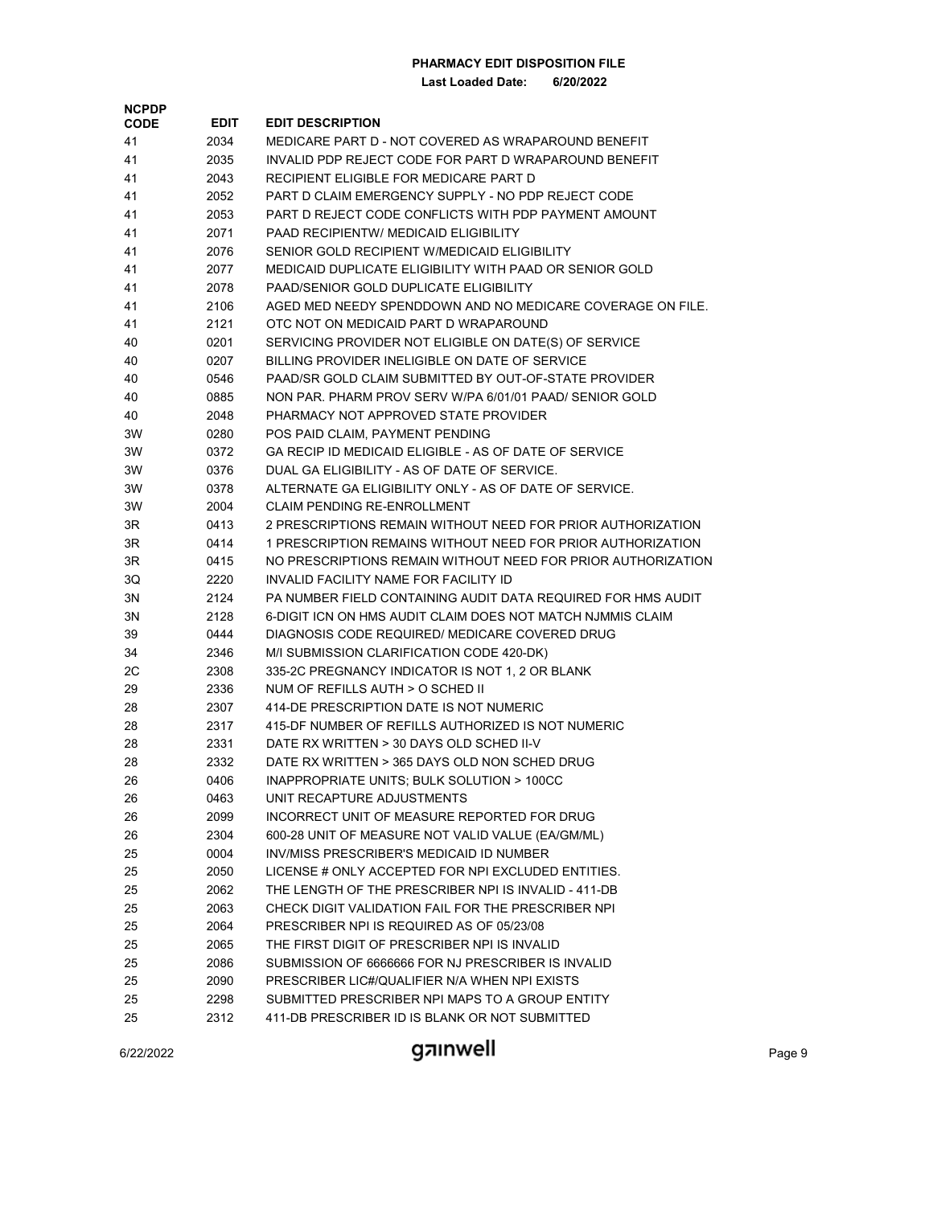**PHARMACY EDIT DISPOSITION FILE**

**Last Loaded Date: 6/20/2022**

| NCPDP CODE | EDIT | EDIT DESCRIPTION |
|---|---|---|
| 41 | 2034 | MEDICARE PART D - NOT COVERED AS WRAPAROUND BENEFIT |
| 41 | 2035 | INVALID PDP REJECT CODE FOR PART D WRAPAROUND BENEFIT |
| 41 | 2043 | RECIPIENT ELIGIBLE FOR MEDICARE PART D |
| 41 | 2052 | PART D CLAIM EMERGENCY SUPPLY - NO PDP REJECT CODE |
| 41 | 2053 | PART D REJECT CODE CONFLICTS WITH PDP PAYMENT AMOUNT |
| 41 | 2071 | PAAD RECIPIENTW/ MEDICAID ELIGIBILITY |
| 41 | 2076 | SENIOR GOLD RECIPIENT W/MEDICAID ELIGIBILITY |
| 41 | 2077 | MEDICAID DUPLICATE ELIGIBILITY WITH PAAD OR SENIOR GOLD |
| 41 | 2078 | PAAD/SENIOR GOLD DUPLICATE ELIGIBILITY |
| 41 | 2106 | AGED MED NEEDY SPENDDOWN AND NO MEDICARE COVERAGE ON FILE. |
| 41 | 2121 | OTC NOT ON MEDICAID PART D WRAPAROUND |
| 40 | 0201 | SERVICING PROVIDER NOT ELIGIBLE ON DATE(S) OF SERVICE |
| 40 | 0207 | BILLING PROVIDER INELIGIBLE ON DATE OF SERVICE |
| 40 | 0546 | PAAD/SR GOLD CLAIM SUBMITTED BY OUT-OF-STATE PROVIDER |
| 40 | 0885 | NON PAR. PHARM PROV SERV W/PA 6/01/01 PAAD/ SENIOR GOLD |
| 40 | 2048 | PHARMACY NOT APPROVED STATE PROVIDER |
| 3W | 0280 | POS PAID CLAIM, PAYMENT PENDING |
| 3W | 0372 | GA RECIP ID MEDICAID ELIGIBLE - AS OF DATE OF SERVICE |
| 3W | 0376 | DUAL GA ELIGIBILITY - AS OF DATE OF SERVICE. |
| 3W | 0378 | ALTERNATE GA ELIGIBILITY ONLY - AS OF DATE OF SERVICE. |
| 3W | 2004 | CLAIM PENDING RE-ENROLLMENT |
| 3R | 0413 | 2 PRESCRIPTIONS REMAIN WITHOUT NEED FOR PRIOR AUTHORIZATION |
| 3R | 0414 | 1 PRESCRIPTION REMAINS WITHOUT NEED FOR PRIOR AUTHORIZATION |
| 3R | 0415 | NO PRESCRIPTIONS REMAIN WITHOUT NEED FOR PRIOR AUTHORIZATION |
| 3Q | 2220 | INVALID FACILITY NAME FOR FACILITY ID |
| 3N | 2124 | PA NUMBER FIELD CONTAINING AUDIT DATA REQUIRED FOR HMS AUDIT |
| 3N | 2128 | 6-DIGIT ICN ON HMS AUDIT CLAIM DOES NOT MATCH NJMMIS CLAIM |
| 39 | 0444 | DIAGNOSIS CODE REQUIRED/ MEDICARE COVERED DRUG |
| 34 | 2346 | M/I SUBMISSION CLARIFICATION CODE 420-DK) |
| 2C | 2308 | 335-2C PREGNANCY INDICATOR IS NOT 1, 2 OR BLANK |
| 29 | 2336 | NUM OF REFILLS AUTH > O SCHED II |
| 28 | 2307 | 414-DE PRESCRIPTION DATE IS NOT NUMERIC |
| 28 | 2317 | 415-DF NUMBER OF REFILLS AUTHORIZED IS NOT NUMERIC |
| 28 | 2331 | DATE RX WRITTEN > 30 DAYS OLD SCHED II-V |
| 28 | 2332 | DATE RX WRITTEN > 365 DAYS OLD NON SCHED DRUG |
| 26 | 0406 | INAPPROPRIATE UNITS; BULK SOLUTION > 100CC |
| 26 | 0463 | UNIT RECAPTURE ADJUSTMENTS |
| 26 | 2099 | INCORRECT UNIT OF MEASURE REPORTED FOR DRUG |
| 26 | 2304 | 600-28 UNIT OF MEASURE NOT VALID VALUE (EA/GM/ML) |
| 25 | 0004 | INV/MISS PRESCRIBER'S MEDICAID ID NUMBER |
| 25 | 2050 | LICENSE # ONLY ACCEPTED FOR NPI EXCLUDED ENTITIES. |
| 25 | 2062 | THE LENGTH OF THE PRESCRIBER NPI IS INVALID - 411-DB |
| 25 | 2063 | CHECK DIGIT VALIDATION FAIL FOR THE PRESCRIBER NPI |
| 25 | 2064 | PRESCRIBER NPI IS REQUIRED AS OF 05/23/08 |
| 25 | 2065 | THE FIRST DIGIT OF PRESCRIBER NPI IS INVALID |
| 25 | 2086 | SUBMISSION OF 6666666 FOR NJ PRESCRIBER IS INVALID |
| 25 | 2090 | PRESCRIBER LIC#/QUALIFIER N/A WHEN NPI EXISTS |
| 25 | 2298 | SUBMITTED PRESCRIBER NPI MAPS TO A GROUP ENTITY |
| 25 | 2312 | 411-DB PRESCRIBER ID IS BLANK OR NOT SUBMITTED |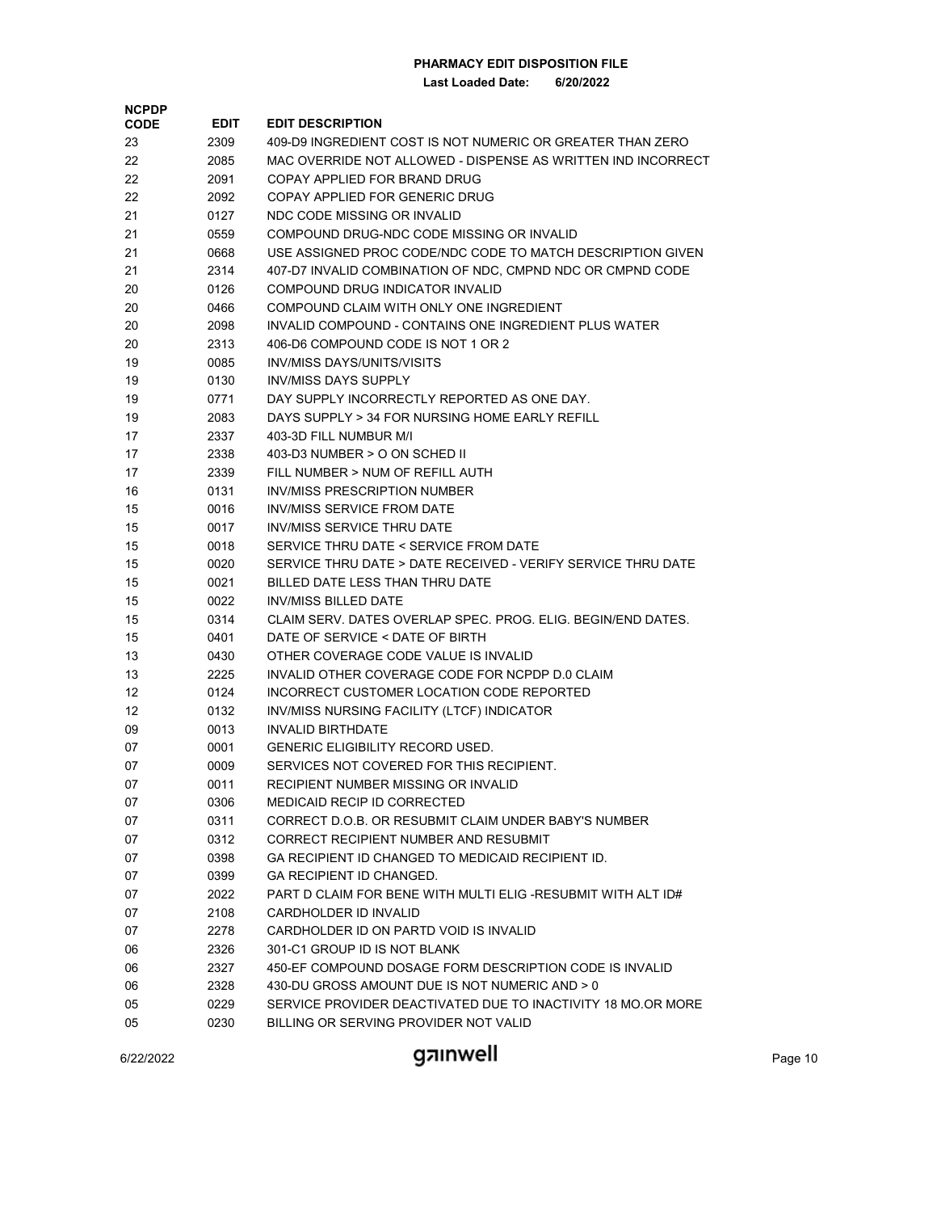**PHARMACY EDIT DISPOSITION FILE**

**Last Loaded Date: 6/20/2022**

| NCPDP CODE | EDIT | EDIT DESCRIPTION |
|---|---|---|
| 23 | 2309 | 409-D9 INGREDIENT COST IS NOT NUMERIC OR GREATER THAN ZERO |
| 22 | 2085 | MAC OVERRIDE NOT ALLOWED - DISPENSE AS WRITTEN IND INCORRECT |
| 22 | 2091 | COPAY APPLIED FOR BRAND DRUG |
| 22 | 2092 | COPAY APPLIED FOR GENERIC DRUG |
| 21 | 0127 | NDC CODE MISSING OR INVALID |
| 21 | 0559 | COMPOUND DRUG-NDC CODE MISSING OR INVALID |
| 21 | 0668 | USE ASSIGNED PROC CODE/NDC CODE TO MATCH DESCRIPTION GIVEN |
| 21 | 2314 | 407-D7 INVALID COMBINATION OF NDC, CMPND NDC OR CMPND CODE |
| 20 | 0126 | COMPOUND DRUG INDICATOR INVALID |
| 20 | 0466 | COMPOUND CLAIM WITH ONLY ONE INGREDIENT |
| 20 | 2098 | INVALID COMPOUND - CONTAINS ONE INGREDIENT PLUS WATER |
| 20 | 2313 | 406-D6 COMPOUND CODE IS NOT 1 OR 2 |
| 19 | 0085 | INV/MISS DAYS/UNITS/VISITS |
| 19 | 0130 | INV/MISS DAYS SUPPLY |
| 19 | 0771 | DAY SUPPLY INCORRECTLY REPORTED AS ONE DAY. |
| 19 | 2083 | DAYS SUPPLY > 34 FOR NURSING HOME EARLY REFILL |
| 17 | 2337 | 403-3D FILL NUMBUR M/I |
| 17 | 2338 | 403-D3 NUMBER > O ON SCHED II |
| 17 | 2339 | FILL NUMBER > NUM OF REFILL AUTH |
| 16 | 0131 | INV/MISS PRESCRIPTION NUMBER |
| 15 | 0016 | INV/MISS SERVICE FROM DATE |
| 15 | 0017 | INV/MISS SERVICE THRU DATE |
| 15 | 0018 | SERVICE THRU DATE < SERVICE FROM DATE |
| 15 | 0020 | SERVICE THRU DATE > DATE RECEIVED - VERIFY SERVICE THRU DATE |
| 15 | 0021 | BILLED DATE LESS THAN THRU DATE |
| 15 | 0022 | INV/MISS BILLED DATE |
| 15 | 0314 | CLAIM SERV. DATES OVERLAP SPEC. PROG. ELIG. BEGIN/END DATES. |
| 15 | 0401 | DATE OF SERVICE < DATE OF BIRTH |
| 13 | 0430 | OTHER COVERAGE CODE VALUE IS INVALID |
| 13 | 2225 | INVALID OTHER COVERAGE CODE FOR NCPDP D.0 CLAIM |
| 12 | 0124 | INCORRECT CUSTOMER LOCATION CODE REPORTED |
| 12 | 0132 | INV/MISS NURSING FACILITY (LTCF) INDICATOR |
| 09 | 0013 | INVALID BIRTHDATE |
| 07 | 0001 | GENERIC ELIGIBILITY RECORD USED. |
| 07 | 0009 | SERVICES NOT COVERED FOR THIS RECIPIENT. |
| 07 | 0011 | RECIPIENT NUMBER MISSING OR INVALID |
| 07 | 0306 | MEDICAID RECIP ID CORRECTED |
| 07 | 0311 | CORRECT D.O.B. OR RESUBMIT CLAIM UNDER BABY'S NUMBER |
| 07 | 0312 | CORRECT RECIPIENT NUMBER AND RESUBMIT |
| 07 | 0398 | GA RECIPIENT ID CHANGED TO MEDICAID RECIPIENT ID. |
| 07 | 0399 | GA RECIPIENT ID CHANGED. |
| 07 | 2022 | PART D CLAIM FOR BENE WITH MULTI ELIG -RESUBMIT WITH ALT ID# |
| 07 | 2108 | CARDHOLDER ID INVALID |
| 07 | 2278 | CARDHOLDER ID ON PARTD VOID IS INVALID |
| 06 | 2326 | 301-C1 GROUP ID IS NOT BLANK |
| 06 | 2327 | 450-EF COMPOUND DOSAGE FORM DESCRIPTION CODE IS INVALID |
| 06 | 2328 | 430-DU GROSS AMOUNT DUE IS NOT NUMERIC AND > 0 |
| 05 | 0229 | SERVICE PROVIDER DEACTIVATED DUE TO INACTIVITY 18 MO.OR MORE |
| 05 | 0230 | BILLING OR SERVING PROVIDER NOT VALID |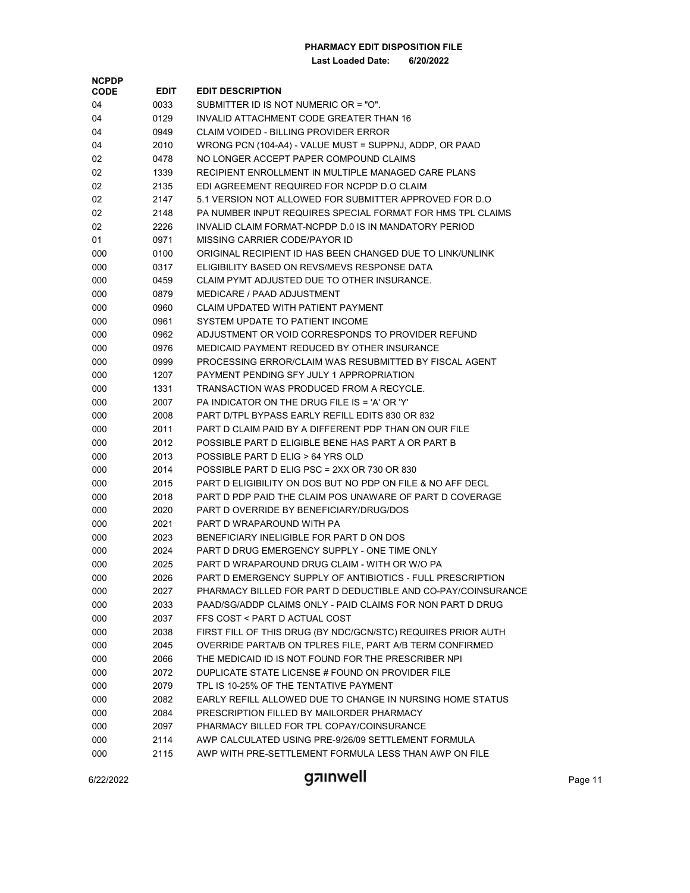**PHARMACY EDIT DISPOSITION FILE**

**Last Loaded Date: 6/20/2022**

| NCPDP CODE | EDIT | EDIT DESCRIPTION |
|---|---|---|
| 04 | 0033 | SUBMITTER ID IS NOT NUMERIC OR = "O". |
| 04 | 0129 | INVALID ATTACHMENT CODE GREATER THAN 16 |
| 04 | 0949 | CLAIM VOIDED - BILLING PROVIDER ERROR |
| 04 | 2010 | WRONG PCN (104-A4) - VALUE MUST = SUPPNJ, ADDP, OR PAAD |
| 02 | 0478 | NO LONGER ACCEPT PAPER COMPOUND CLAIMS |
| 02 | 1339 | RECIPIENT ENROLLMENT IN MULTIPLE MANAGED CARE PLANS |
| 02 | 2135 | EDI AGREEMENT REQUIRED FOR NCPDP D.O CLAIM |
| 02 | 2147 | 5.1 VERSION NOT ALLOWED FOR SUBMITTER APPROVED FOR D.O |
| 02 | 2148 | PA NUMBER INPUT REQUIRES SPECIAL FORMAT FOR HMS TPL CLAIMS |
| 02 | 2226 | INVALID CLAIM FORMAT-NCPDP D.0 IS IN MANDATORY PERIOD |
| 01 | 0971 | MISSING CARRIER CODE/PAYOR ID |
| 000 | 0100 | ORIGINAL RECIPIENT ID HAS BEEN CHANGED DUE TO LINK/UNLINK |
| 000 | 0317 | ELIGIBILITY BASED ON REVS/MEVS RESPONSE DATA |
| 000 | 0459 | CLAIM PYMT ADJUSTED DUE TO OTHER INSURANCE. |
| 000 | 0879 | MEDICARE / PAAD ADJUSTMENT |
| 000 | 0960 | CLAIM UPDATED WITH PATIENT PAYMENT |
| 000 | 0961 | SYSTEM UPDATE TO PATIENT INCOME |
| 000 | 0962 | ADJUSTMENT OR VOID CORRESPONDS TO PROVIDER REFUND |
| 000 | 0976 | MEDICAID PAYMENT REDUCED BY OTHER INSURANCE |
| 000 | 0999 | PROCESSING ERROR/CLAIM WAS RESUBMITTED BY FISCAL AGENT |
| 000 | 1207 | PAYMENT PENDING SFY JULY 1 APPROPRIATION |
| 000 | 1331 | TRANSACTION WAS PRODUCED FROM A RECYCLE. |
| 000 | 2007 | PA INDICATOR ON THE DRUG FILE IS = 'A' OR 'Y' |
| 000 | 2008 | PART D/TPL BYPASS EARLY REFILL EDITS 830 OR 832 |
| 000 | 2011 | PART D CLAIM PAID BY A DIFFERENT PDP THAN ON OUR FILE |
| 000 | 2012 | POSSIBLE PART D ELIGIBLE BENE HAS PART A OR PART B |
| 000 | 2013 | POSSIBLE PART D ELIG > 64 YRS OLD |
| 000 | 2014 | POSSIBLE PART D ELIG PSC = 2XX OR 730 OR 830 |
| 000 | 2015 | PART D ELIGIBILITY ON DOS BUT NO PDP ON FILE & NO AFF DECL |
| 000 | 2018 | PART D PDP PAID THE CLAIM POS UNAWARE OF PART D COVERAGE |
| 000 | 2020 | PART D OVERRIDE BY BENEFICIARY/DRUG/DOS |
| 000 | 2021 | PART D WRAPAROUND WITH PA |
| 000 | 2023 | BENEFICIARY INELIGIBLE FOR PART D ON DOS |
| 000 | 2024 | PART D DRUG EMERGENCY SUPPLY - ONE TIME ONLY |
| 000 | 2025 | PART D WRAPAROUND DRUG CLAIM - WITH OR W/O PA |
| 000 | 2026 | PART D EMERGENCY SUPPLY OF ANTIBIOTICS - FULL PRESCRIPTION |
| 000 | 2027 | PHARMACY BILLED FOR PART D DEDUCTIBLE AND CO-PAY/COINSURANCE |
| 000 | 2033 | PAAD/SG/ADDP CLAIMS ONLY - PAID CLAIMS FOR NON PART D DRUG |
| 000 | 2037 | FFS COST < PART D ACTUAL COST |
| 000 | 2038 | FIRST FILL OF THIS DRUG (BY NDC/GCN/STC) REQUIRES PRIOR AUTH |
| 000 | 2045 | OVERRIDE PARTA/B ON TPLRES FILE, PART A/B TERM CONFIRMED |
| 000 | 2066 | THE MEDICAID ID IS NOT FOUND FOR THE PRESCRIBER NPI |
| 000 | 2072 | DUPLICATE STATE LICENSE # FOUND ON PROVIDER FILE |
| 000 | 2079 | TPL IS 10-25% OF THE TENTATIVE PAYMENT |
| 000 | 2082 | EARLY REFILL ALLOWED DUE TO CHANGE IN NURSING HOME STATUS |
| 000 | 2084 | PRESCRIPTION FILLED BY MAILORDER PHARMACY |
| 000 | 2097 | PHARMACY BILLED FOR TPL COPAY/COINSURANCE |
| 000 | 2114 | AWP CALCULATED USING PRE-9/26/09 SETTLEMENT FORMULA |
| 000 | 2115 | AWP WITH PRE-SETTLEMENT FORMULA LESS THAN AWP ON FILE |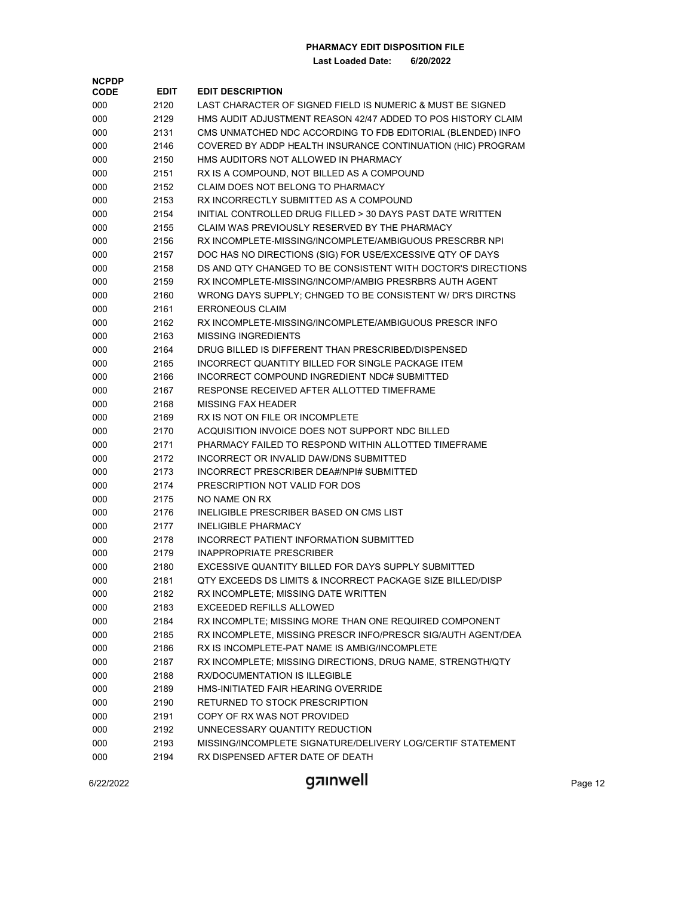**PHARMACY EDIT DISPOSITION FILE**

**Last Loaded Date: 6/20/2022**

| NCPDP CODE | EDIT | EDIT DESCRIPTION |
|---|---|---|
| 000 | 2120 | LAST CHARACTER OF SIGNED FIELD IS NUMERIC & MUST BE SIGNED |
| 000 | 2129 | HMS AUDIT ADJUSTMENT REASON 42/47 ADDED TO POS HISTORY CLAIM |
| 000 | 2131 | CMS UNMATCHED NDC ACCORDING TO FDB EDITORIAL (BLENDED) INFO |
| 000 | 2146 | COVERED BY ADDP HEALTH INSURANCE CONTINUATION (HIC) PROGRAM |
| 000 | 2150 | HMS AUDITORS NOT ALLOWED IN PHARMACY |
| 000 | 2151 | RX IS A COMPOUND, NOT BILLED AS A COMPOUND |
| 000 | 2152 | CLAIM DOES NOT BELONG TO PHARMACY |
| 000 | 2153 | RX INCORRECTLY SUBMITTED AS A COMPOUND |
| 000 | 2154 | INITIAL CONTROLLED DRUG FILLED > 30 DAYS PAST DATE WRITTEN |
| 000 | 2155 | CLAIM WAS PREVIOUSLY RESERVED BY THE PHARMACY |
| 000 | 2156 | RX INCOMPLETE-MISSING/INCOMPLETE/AMBIGUOUS PRESCRBR NPI |
| 000 | 2157 | DOC HAS NO DIRECTIONS (SIG) FOR USE/EXCESSIVE QTY OF DAYS |
| 000 | 2158 | DS AND QTY CHANGED TO BE CONSISTENT WITH DOCTOR'S DIRECTIONS |
| 000 | 2159 | RX INCOMPLETE-MISSING/INCOMP/AMBIG PRESRBRS AUTH AGENT |
| 000 | 2160 | WRONG DAYS SUPPLY; CHNGED TO BE CONSISTENT W/ DR'S DIRCTNS |
| 000 | 2161 | ERRONEOUS CLAIM |
| 000 | 2162 | RX INCOMPLETE-MISSING/INCOMPLETE/AMBIGUOUS PRESCR INFO |
| 000 | 2163 | MISSING INGREDIENTS |
| 000 | 2164 | DRUG BILLED IS DIFFERENT THAN PRESCRIBED/DISPENSED |
| 000 | 2165 | INCORRECT QUANTITY BILLED FOR SINGLE PACKAGE ITEM |
| 000 | 2166 | INCORRECT COMPOUND INGREDIENT NDC# SUBMITTED |
| 000 | 2167 | RESPONSE RECEIVED AFTER ALLOTTED TIMEFRAME |
| 000 | 2168 | MISSING FAX HEADER |
| 000 | 2169 | RX IS NOT ON FILE OR INCOMPLETE |
| 000 | 2170 | ACQUISITION INVOICE DOES NOT SUPPORT NDC BILLED |
| 000 | 2171 | PHARMACY FAILED TO RESPOND WITHIN ALLOTTED TIMEFRAME |
| 000 | 2172 | INCORRECT OR INVALID DAW/DNS SUBMITTED |
| 000 | 2173 | INCORRECT PRESCRIBER DEA#/NPI# SUBMITTED |
| 000 | 2174 | PRESCRIPTION NOT VALID FOR DOS |
| 000 | 2175 | NO NAME ON RX |
| 000 | 2176 | INELIGIBLE PRESCRIBER BASED ON CMS LIST |
| 000 | 2177 | INELIGIBLE PHARMACY |
| 000 | 2178 | INCORRECT PATIENT INFORMATION SUBMITTED |
| 000 | 2179 | INAPPROPRIATE PRESCRIBER |
| 000 | 2180 | EXCESSIVE QUANTITY BILLED FOR DAYS SUPPLY SUBMITTED |
| 000 | 2181 | QTY EXCEEDS DS LIMITS & INCORRECT PACKAGE SIZE BILLED/DISP |
| 000 | 2182 | RX INCOMPLETE; MISSING DATE WRITTEN |
| 000 | 2183 | EXCEEDED REFILLS ALLOWED |
| 000 | 2184 | RX INCOMPLTE; MISSING MORE THAN ONE REQUIRED COMPONENT |
| 000 | 2185 | RX INCOMPLETE, MISSING PRESCR INFO/PRESCR SIG/AUTH AGENT/DEA |
| 000 | 2186 | RX IS INCOMPLETE-PAT NAME IS AMBIG/INCOMPLETE |
| 000 | 2187 | RX INCOMPLETE; MISSING DIRECTIONS, DRUG NAME, STRENGTH/QTY |
| 000 | 2188 | RX/DOCUMENTATION IS ILLEGIBLE |
| 000 | 2189 | HMS-INITIATED FAIR HEARING OVERRIDE |
| 000 | 2190 | RETURNED TO STOCK PRESCRIPTION |
| 000 | 2191 | COPY OF RX WAS NOT PROVIDED |
| 000 | 2192 | UNNECESSARY QUANTITY REDUCTION |
| 000 | 2193 | MISSING/INCOMPLETE SIGNATURE/DELIVERY LOG/CERTIF STATEMENT |
| 000 | 2194 | RX DISPENSED AFTER DATE OF DEATH |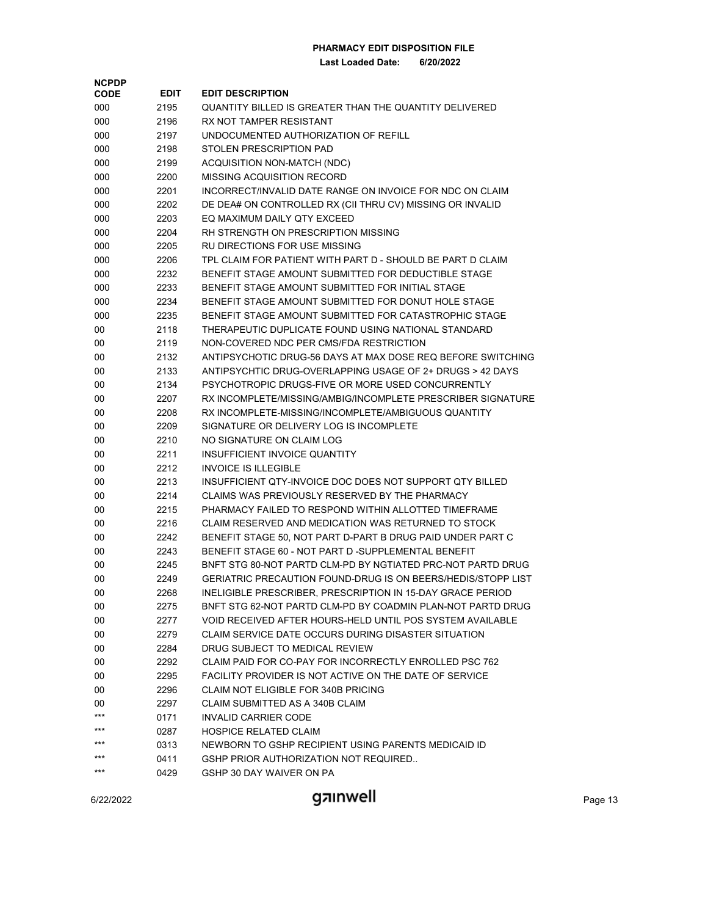**PHARMACY EDIT DISPOSITION FILE**

**Last Loaded Date: 6/20/2022**

| NCPDP CODE | EDIT | EDIT DESCRIPTION |
|---|---|---|
| 000 | 2195 | QUANTITY BILLED IS GREATER THAN THE QUANTITY DELIVERED |
| 000 | 2196 | RX NOT TAMPER RESISTANT |
| 000 | 2197 | UNDOCUMENTED AUTHORIZATION OF REFILL |
| 000 | 2198 | STOLEN PRESCRIPTION PAD |
| 000 | 2199 | ACQUISITION NON-MATCH (NDC) |
| 000 | 2200 | MISSING ACQUISITION RECORD |
| 000 | 2201 | INCORRECT/INVALID DATE RANGE ON INVOICE FOR NDC ON CLAIM |
| 000 | 2202 | DE DEA# ON CONTROLLED RX (CII THRU CV) MISSING OR INVALID |
| 000 | 2203 | EQ MAXIMUM DAILY QTY EXCEED |
| 000 | 2204 | RH STRENGTH ON PRESCRIPTION MISSING |
| 000 | 2205 | RU DIRECTIONS FOR USE MISSING |
| 000 | 2206 | TPL CLAIM FOR PATIENT WITH PART D - SHOULD BE PART D CLAIM |
| 000 | 2232 | BENEFIT STAGE AMOUNT SUBMITTED FOR DEDUCTIBLE STAGE |
| 000 | 2233 | BENEFIT STAGE AMOUNT SUBMITTED FOR INITIAL STAGE |
| 000 | 2234 | BENEFIT STAGE AMOUNT SUBMITTED FOR DONUT HOLE STAGE |
| 000 | 2235 | BENEFIT STAGE AMOUNT SUBMITTED FOR CATASTROPHIC STAGE |
| 00 | 2118 | THERAPEUTIC DUPLICATE FOUND USING NATIONAL STANDARD |
| 00 | 2119 | NON-COVERED NDC PER CMS/FDA RESTRICTION |
| 00 | 2132 | ANTIPSYCHOTIC DRUG-56 DAYS AT MAX DOSE REQ BEFORE SWITCHING |
| 00 | 2133 | ANTIPSYCHTIC DRUG-OVERLAPPING USAGE OF 2+ DRUGS > 42 DAYS |
| 00 | 2134 | PSYCHOTROPIC DRUGS-FIVE OR MORE USED CONCURRENTLY |
| 00 | 2207 | RX INCOMPLETE/MISSING/AMBIG/INCOMPLETE PRESCRIBER SIGNATURE |
| 00 | 2208 | RX INCOMPLETE-MISSING/INCOMPLETE/AMBIGUOUS QUANTITY |
| 00 | 2209 | SIGNATURE OR DELIVERY LOG IS INCOMPLETE |
| 00 | 2210 | NO SIGNATURE ON CLAIM LOG |
| 00 | 2211 | INSUFFICIENT INVOICE QUANTITY |
| 00 | 2212 | INVOICE IS ILLEGIBLE |
| 00 | 2213 | INSUFFICIENT QTY-INVOICE DOC DOES NOT SUPPORT QTY BILLED |
| 00 | 2214 | CLAIMS WAS PREVIOUSLY RESERVED BY THE PHARMACY |
| 00 | 2215 | PHARMACY FAILED TO RESPOND WITHIN ALLOTTED TIMEFRAME |
| 00 | 2216 | CLAIM RESERVED AND MEDICATION WAS RETURNED TO STOCK |
| 00 | 2242 | BENEFIT STAGE 50, NOT PART D-PART B DRUG PAID UNDER PART C |
| 00 | 2243 | BENEFIT STAGE 60 - NOT PART D -SUPPLEMENTAL BENEFIT |
| 00 | 2245 | BNFT STG 80-NOT PARTD CLM-PD BY NGTIATED PRC-NOT PARTD DRUG |
| 00 | 2249 | GERIATRIC PRECAUTION FOUND-DRUG IS ON BEERS/HEDIS/STOPP LIST |
| 00 | 2268 | INELIGIBLE PRESCRIBER, PRESCRIPTION IN 15-DAY GRACE PERIOD |
| 00 | 2275 | BNFT STG 62-NOT PARTD CLM-PD BY COADMIN PLAN-NOT PARTD DRUG |
| 00 | 2277 | VOID RECEIVED AFTER HOURS-HELD UNTIL POS SYSTEM AVAILABLE |
| 00 | 2279 | CLAIM SERVICE DATE OCCURS DURING DISASTER SITUATION |
| 00 | 2284 | DRUG SUBJECT TO MEDICAL REVIEW |
| 00 | 2292 | CLAIM PAID FOR CO-PAY FOR INCORRECTLY ENROLLED PSC 762 |
| 00 | 2295 | FACILITY PROVIDER IS NOT ACTIVE ON THE DATE OF SERVICE |
| 00 | 2296 | CLAIM NOT ELIGIBLE FOR 340B PRICING |
| 00 | 2297 | CLAIM SUBMITTED AS A 340B CLAIM |
| *** | 0171 | INVALID CARRIER CODE |
| *** | 0287 | HOSPICE RELATED CLAIM |
| *** | 0313 | NEWBORN TO GSHP RECIPIENT USING PARENTS MEDICAID ID |
| *** | 0411 | GSHP PRIOR AUTHORIZATION NOT REQUIRED.. |
| *** | 0429 | GSHP 30 DAY WAIVER ON PA |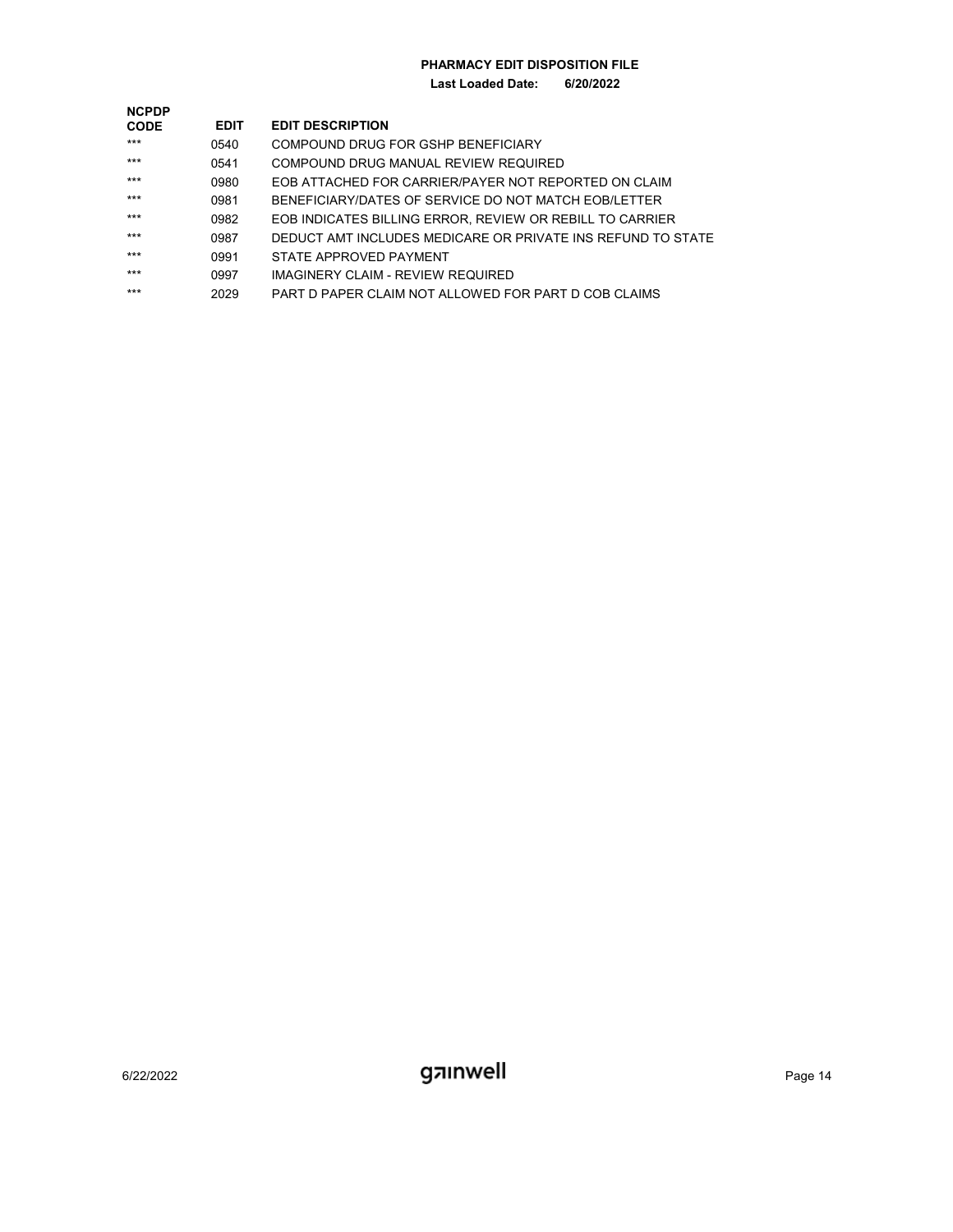**PHARMACY EDIT DISPOSITION FILE**

**Last Loaded Date: 6/20/2022**

| NCPDP CODE | EDIT | EDIT DESCRIPTION |
|---|---|---|
| *** | 0540 | COMPOUND DRUG FOR GSHP BENEFICIARY |
| *** | 0541 | COMPOUND DRUG MANUAL REVIEW REQUIRED |
| *** | 0980 | EOB ATTACHED FOR CARRIER/PAYER NOT REPORTED ON CLAIM |
| *** | 0981 | BENEFICIARY/DATES OF SERVICE DO NOT MATCH EOB/LETTER |
| *** | 0982 | EOB INDICATES BILLING ERROR, REVIEW OR REBILL TO CARRIER |
| *** | 0987 | DEDUCT AMT INCLUDES MEDICARE OR PRIVATE INS REFUND TO STATE |
| *** | 0991 | STATE APPROVED PAYMENT |
| *** | 0997 | IMAGINERY CLAIM - REVIEW REQUIRED |
| *** | 2029 | PART D PAPER CLAIM NOT ALLOWED FOR PART D COB CLAIMS |